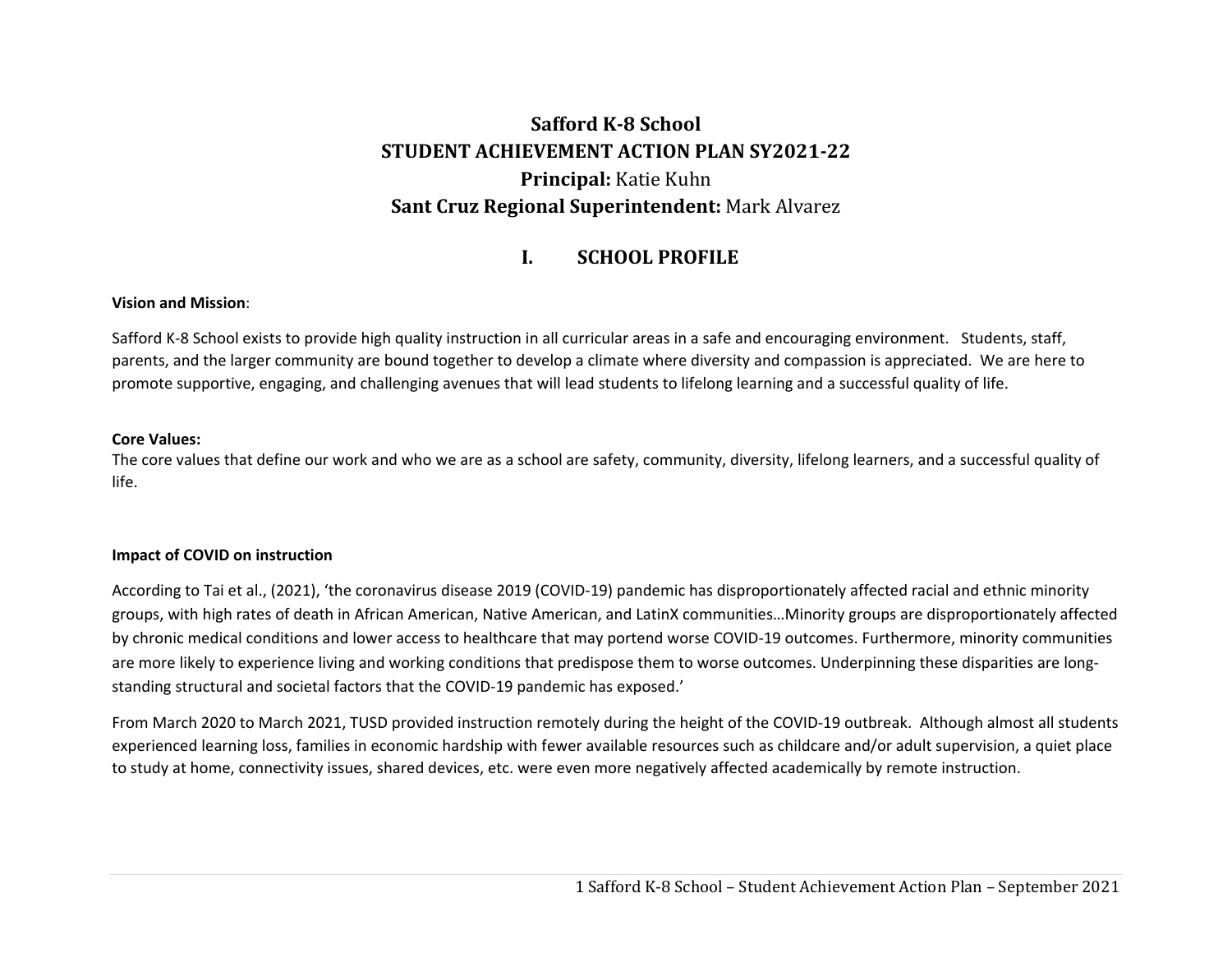# Safford K-8 School
# STUDENT ACHIEVEMENT ACTION PLAN SY2021-22
## Principal: Katie Kuhn
## Sant Cruz Regional Superintendent: Mark Alvarez

## I. SCHOOL PROFILE

**Vision and Mission**:

Safford K-8 School exists to provide high quality instruction in all curricular areas in a safe and encouraging environment. Students, staff, parents, and the larger community are bound together to develop a climate where diversity and compassion is appreciated. We are here to promote supportive, engaging, and challenging avenues that will lead students to lifelong learning and a successful quality of life.

**Core Values:**
The core values that define our work and who we are as a school are safety, community, diversity, lifelong learners, and a successful quality of life.

**Impact of COVID on instruction**

According to Tai et al., (2021), 'the coronavirus disease 2019 (COVID-19) pandemic has disproportionately affected racial and ethnic minority groups, with high rates of death in African American, Native American, and LatinX communities…Minority groups are disproportionately affected by chronic medical conditions and lower access to healthcare that may portend worse COVID-19 outcomes. Furthermore, minority communities are more likely to experience living and working conditions that predispose them to worse outcomes. Underpinning these disparities are long-standing structural and societal factors that the COVID-19 pandemic has exposed.'

From March 2020 to March 2021, TUSD provided instruction remotely during the height of the COVID-19 outbreak. Although almost all students experienced learning loss, families in economic hardship with fewer available resources such as childcare and/or adult supervision, a quiet place to study at home, connectivity issues, shared devices, etc. were even more negatively affected academically by remote instruction.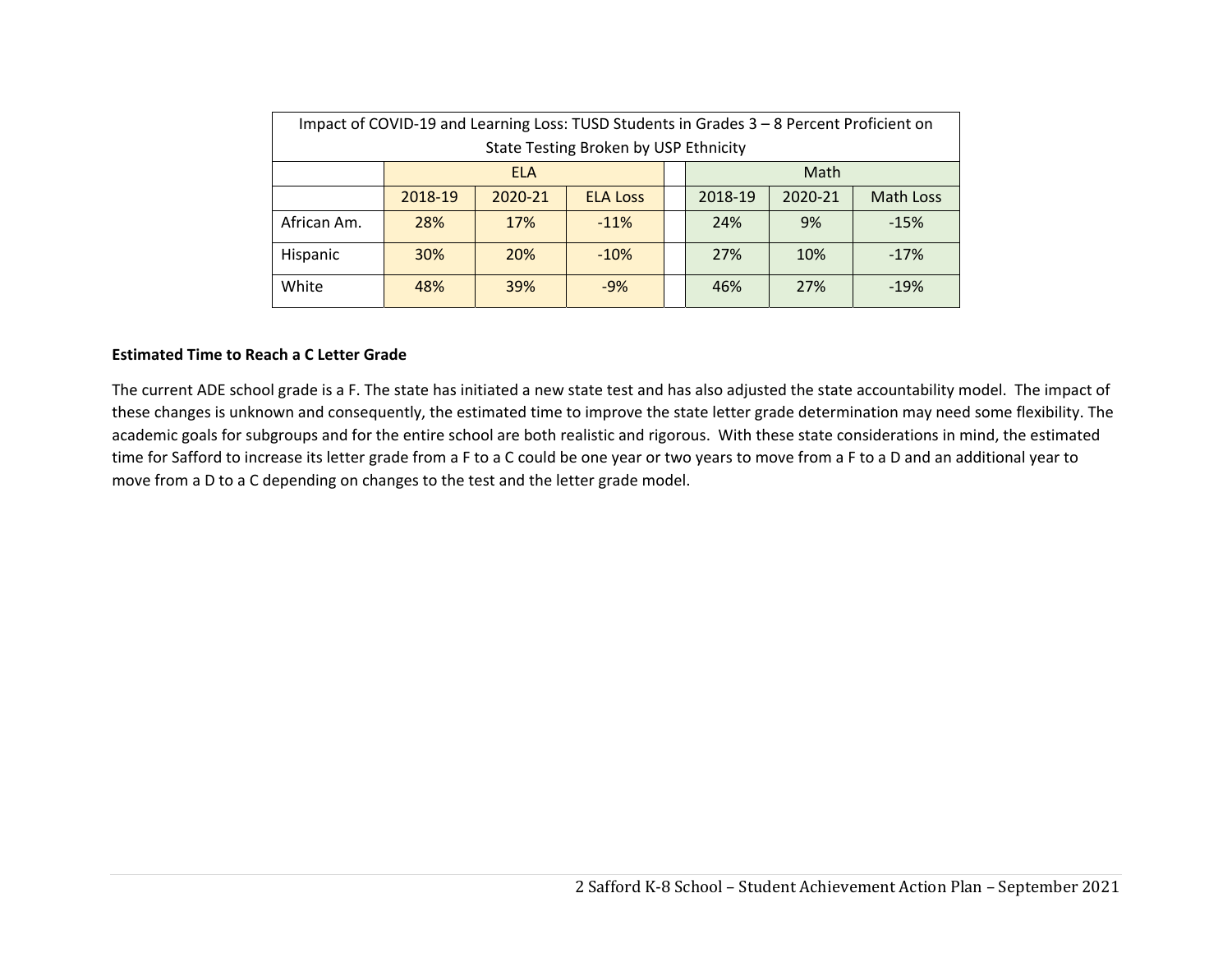| Impact of COVID-19 and Learning Loss: TUSD Students in Grades 3 – 8 Percent Proficient on State Testing Broken by USP Ethnicity | | | | | | | |
|---|---|---|---|---|---|---|---|
| | ELA | | | | Math | | |
| | 2018-19 | 2020-21 | ELA Loss | | 2018-19 | 2020-21 | Math Loss |
| African Am. | 28% | 17% | -11% | | 24% | 9% | -15% |
| Hispanic | 30% | 20% | -10% | | 27% | 10% | -17% |
| White | 48% | 39% | -9% | | 46% | 27% | -19% |

**Estimated Time to Reach a C Letter Grade**

The current ADE school grade is a F. The state has initiated a new state test and has also adjusted the state accountability model. The impact of these changes is unknown and consequently, the estimated time to improve the state letter grade determination may need some flexibility. The academic goals for subgroups and for the entire school are both realistic and rigorous. With these state considerations in mind, the estimated time for Safford to increase its letter grade from a F to a C could be one year or two years to move from a F to a D and an additional year to move from a D to a C depending on changes to the test and the letter grade model.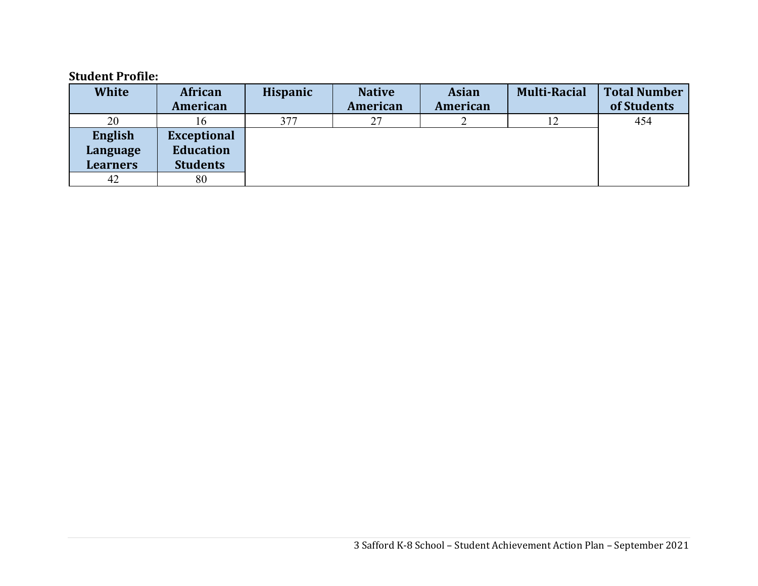**Student Profile:**

| White | African American | Hispanic | Native American | Asian American | Multi-Racial | Total Number of Students |
|---|---|---|---|---|---|---|
| 20 | 16 | 377 | 27 | 2 | 12 | 454 |
| **English Language Learners** | **Exceptional Education Students** | | | | | |
| 42 | 80 | | | | | |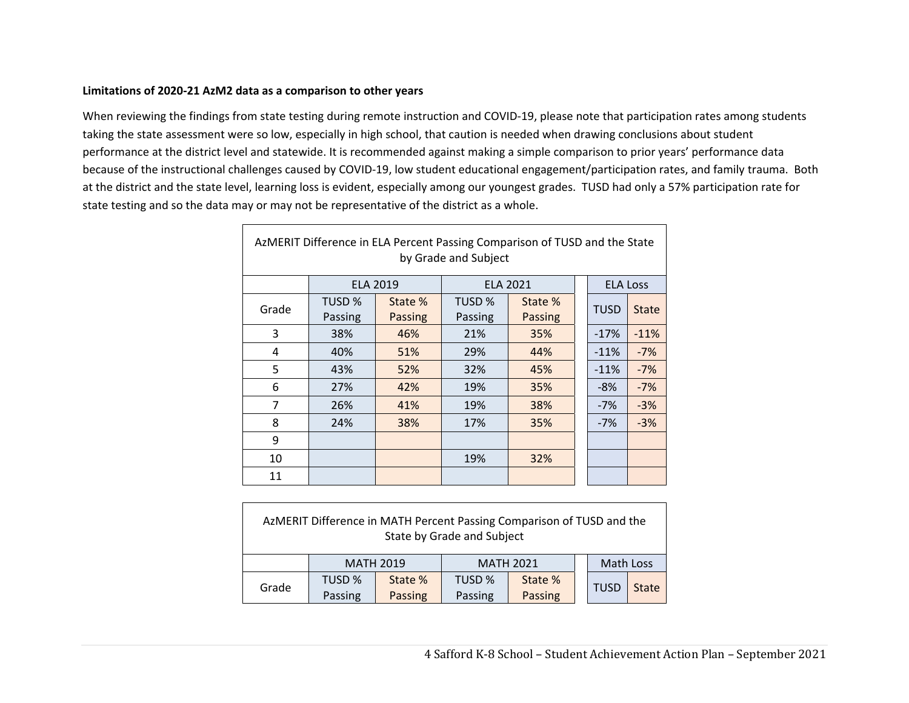**Limitations of 2020-21 AzM2 data as a comparison to other years**

When reviewing the findings from state testing during remote instruction and COVID-19, please note that participation rates among students taking the state assessment were so low, especially in high school, that caution is needed when drawing conclusions about student performance at the district level and statewide. It is recommended against making a simple comparison to prior years' performance data because of the instructional challenges caused by COVID-19, low student educational engagement/participation rates, and family trauma. Both at the district and the state level, learning loss is evident, especially among our youngest grades. TUSD had only a 57% participation rate for state testing and so the data may or may not be representative of the district as a whole.

AzMERIT Difference in ELA Percent Passing Comparison of TUSD and the State by Grade and Subject

| | ELA 2019 | | ELA 2021 | | ELA Loss | |
|---|---|---|---|---|---|---|
| Grade | TUSD % Passing | State % Passing | TUSD % Passing | State % Passing | TUSD | State |
| 3 | 38% | 46% | 21% | 35% | -17% | -11% |
| 4 | 40% | 51% | 29% | 44% | -11% | -7% |
| 5 | 43% | 52% | 32% | 45% | -11% | -7% |
| 6 | 27% | 42% | 19% | 35% | -8% | -7% |
| 7 | 26% | 41% | 19% | 38% | -7% | -3% |
| 8 | 24% | 38% | 17% | 35% | -7% | -3% |
| 9 | | | | | | |
| 10 | | | 19% | 32% | | |
| 11 | | | | | | |

AzMERIT Difference in MATH Percent Passing Comparison of TUSD and the State by Grade and Subject

| | MATH 2019 | | MATH 2021 | | Math Loss | |
|---|---|---|---|---|---|---|
| Grade | TUSD % Passing | State % Passing | TUSD % Passing | State % Passing | TUSD | State |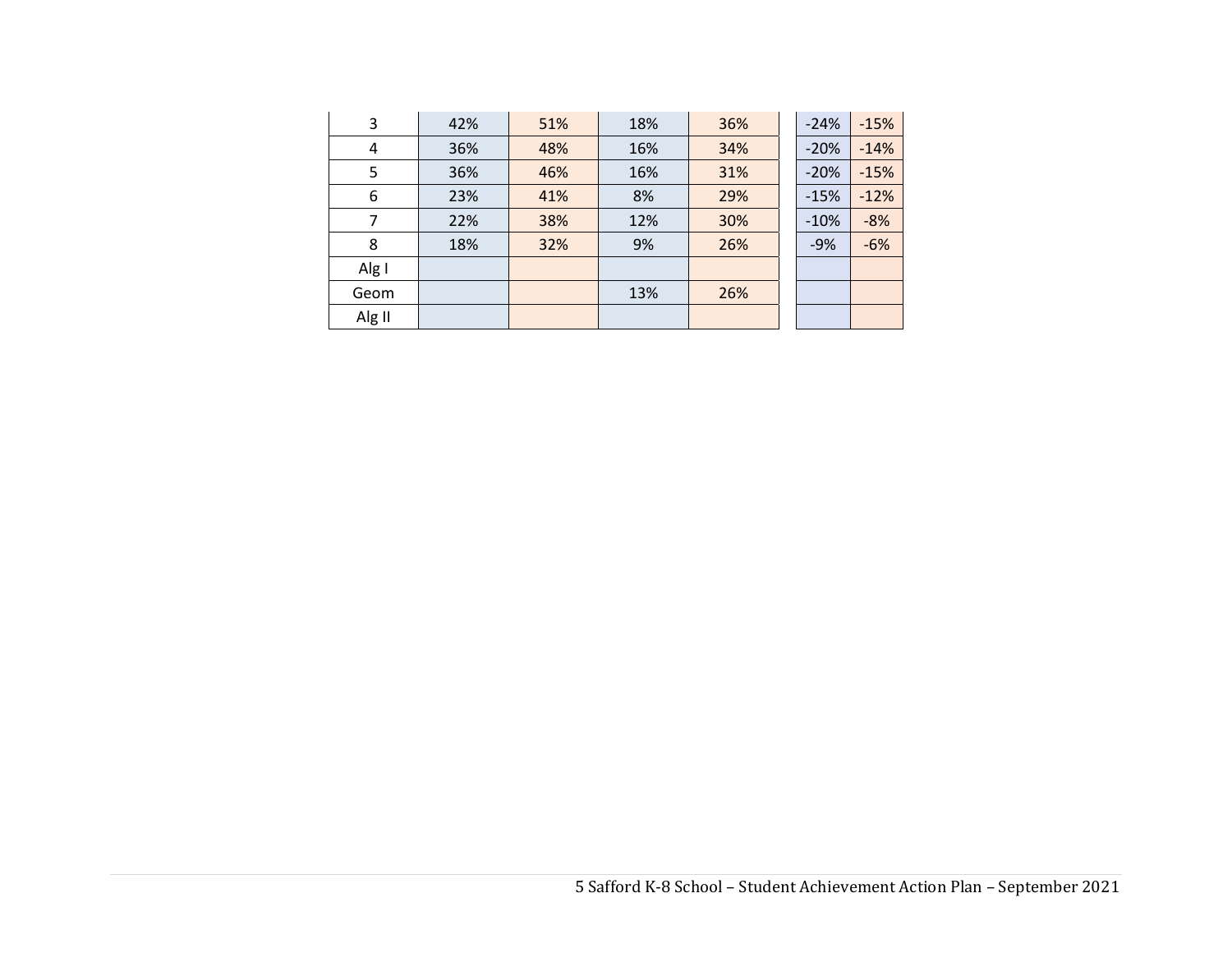| | | | | | | |
|---|---|---|---|---|---|---|
| 3 | 42% | 51% | 18% | 36% | -24% | -15% |
| 4 | 36% | 48% | 16% | 34% | -20% | -14% |
| 5 | 36% | 46% | 16% | 31% | -20% | -15% |
| 6 | 23% | 41% | 8% | 29% | -15% | -12% |
| 7 | 22% | 38% | 12% | 30% | -10% | -8% |
| 8 | 18% | 32% | 9% | 26% | -9% | -6% |
| Alg I | | | | | | |
| Geom | | | 13% | 26% | | |
| Alg II | | | | | | |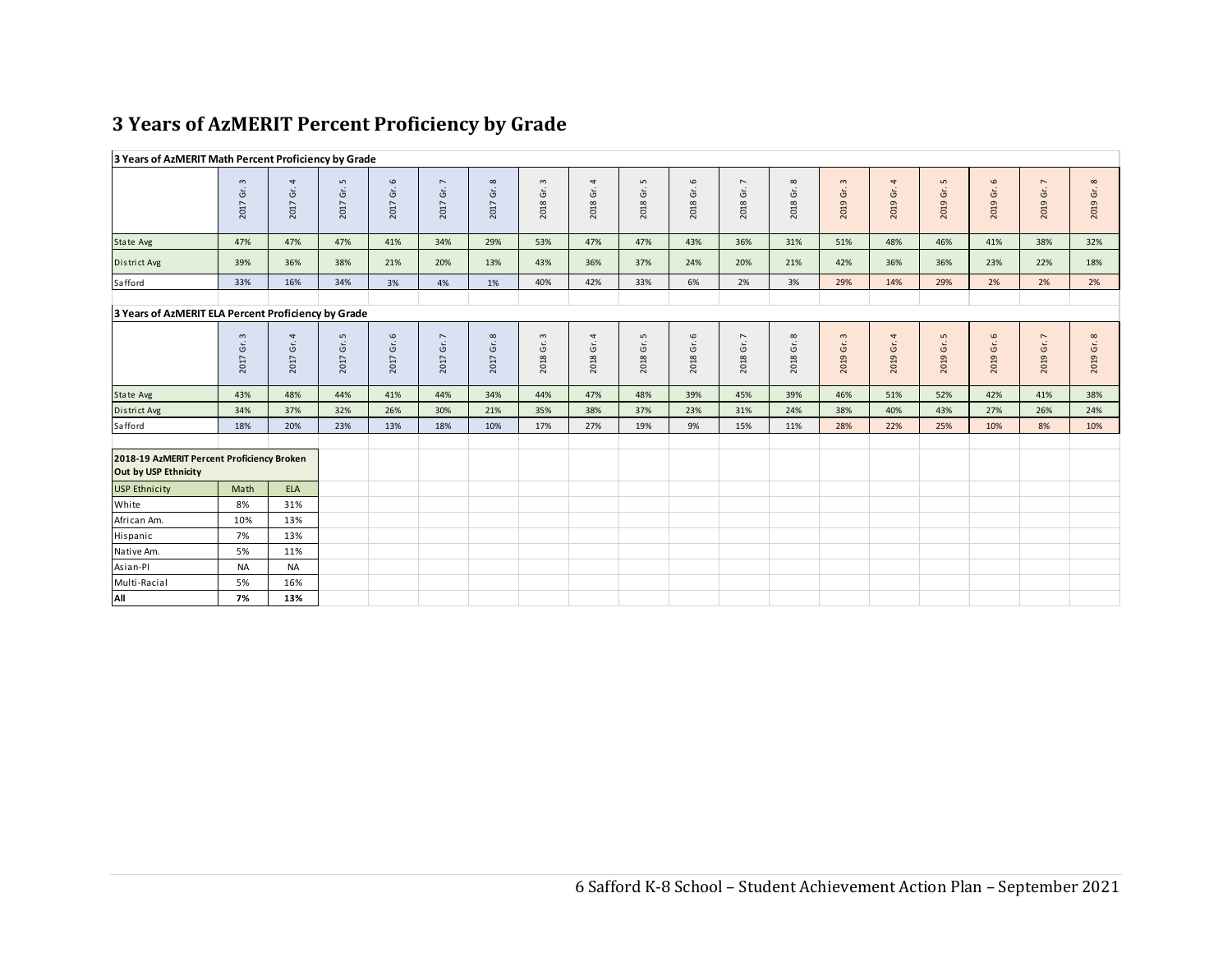# 3 Years of AzMERIT Percent Proficiency by Grade

**3 Years of AzMERIT Math Percent Proficiency by Grade**

| | 2017 Gr. 3 | 2017 Gr. 4 | 2017 Gr. 5 | 2017 Gr. 6 | 2017 Gr. 7 | 2017 Gr. 8 | 2018 Gr. 3 | 2018 Gr. 4 | 2018 Gr. 5 | 2018 Gr. 6 | 2018 Gr. 7 | 2018 Gr. 8 | 2019 Gr. 3 | 2019 Gr. 4 | 2019 Gr. 5 | 2019 Gr. 6 | 2019 Gr. 7 | 2019 Gr. 8 |
|---|---|---|---|---|---|---|---|---|---|---|---|---|---|---|---|---|---|---|
| State Avg | 47% | 47% | 47% | 41% | 34% | 29% | 53% | 47% | 47% | 43% | 36% | 31% | 51% | 48% | 46% | 41% | 38% | 32% |
| District Avg | 39% | 36% | 38% | 21% | 20% | 13% | 43% | 36% | 37% | 24% | 20% | 21% | 42% | 36% | 36% | 23% | 22% | 18% |
| Safford | 33% | 16% | 34% | 3% | 4% | 1% | 40% | 42% | 33% | 6% | 2% | 3% | 29% | 14% | 29% | 2% | 2% | 2% |

**3 Years of AzMERIT ELA Percent Proficiency by Grade**

| | 2017 Gr. 3 | 2017 Gr. 4 | 2017 Gr. 5 | 2017 Gr. 6 | 2017 Gr. 7 | 2017 Gr. 8 | 2018 Gr. 3 | 2018 Gr. 4 | 2018 Gr. 5 | 2018 Gr. 6 | 2018 Gr. 7 | 2018 Gr. 8 | 2019 Gr. 3 | 2019 Gr. 4 | 2019 Gr. 5 | 2019 Gr. 6 | 2019 Gr. 7 | 2019 Gr. 8 |
|---|---|---|---|---|---|---|---|---|---|---|---|---|---|---|---|---|---|---|
| State Avg | 43% | 48% | 44% | 41% | 44% | 34% | 44% | 47% | 48% | 39% | 45% | 39% | 46% | 51% | 52% | 42% | 41% | 38% |
| District Avg | 34% | 37% | 32% | 26% | 30% | 21% | 35% | 38% | 37% | 23% | 31% | 24% | 38% | 40% | 43% | 27% | 26% | 24% |
| Safford | 18% | 20% | 23% | 13% | 18% | 10% | 17% | 27% | 19% | 9% | 15% | 11% | 28% | 22% | 25% | 10% | 8% | 10% |

**2018-19 AzMERIT Percent Proficiency Broken Out by USP Ethnicity**

| USP Ethnicity | Math | ELA |
|---|---|---|
| White | 8% | 31% |
| African Am. | 10% | 13% |
| Hispanic | 7% | 13% |
| Native Am. | 5% | 11% |
| Asian-PI | NA | NA |
| Multi-Racial | 5% | 16% |
| **All** | **7%** | **13%** |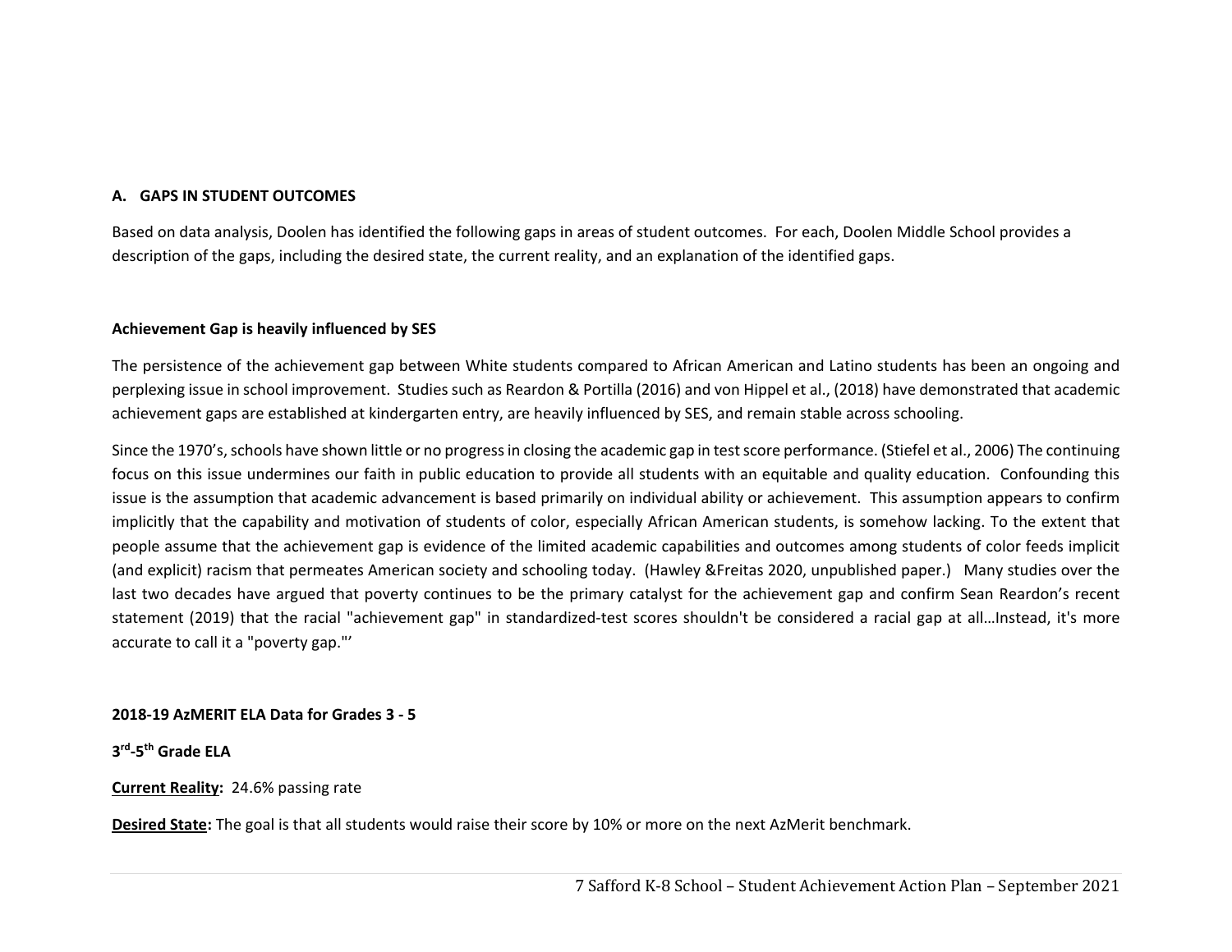## A. GAPS IN STUDENT OUTCOMES

Based on data analysis, Doolen has identified the following gaps in areas of student outcomes. For each, Doolen Middle School provides a description of the gaps, including the desired state, the current reality, and an explanation of the identified gaps.

**Achievement Gap is heavily influenced by SES**

The persistence of the achievement gap between White students compared to African American and Latino students has been an ongoing and perplexing issue in school improvement. Studies such as Reardon & Portilla (2016) and von Hippel et al., (2018) have demonstrated that academic achievement gaps are established at kindergarten entry, are heavily influenced by SES, and remain stable across schooling.

Since the 1970's, schools have shown little or no progress in closing the academic gap in test score performance. (Stiefel et al., 2006) The continuing focus on this issue undermines our faith in public education to provide all students with an equitable and quality education. Confounding this issue is the assumption that academic advancement is based primarily on individual ability or achievement. This assumption appears to confirm implicitly that the capability and motivation of students of color, especially African American students, is somehow lacking. To the extent that people assume that the achievement gap is evidence of the limited academic capabilities and outcomes among students of color feeds implicit (and explicit) racism that permeates American society and schooling today. (Hawley &Freitas 2020, unpublished paper.) Many studies over the last two decades have argued that poverty continues to be the primary catalyst for the achievement gap and confirm Sean Reardon's recent statement (2019) that the racial "achievement gap" in standardized-test scores shouldn't be considered a racial gap at all…Instead, it's more accurate to call it a "poverty gap."'

**2018-19 AzMERIT ELA Data for Grades 3 - 5**

**3rd-5th Grade ELA**

**<u>Current Reality</u>:** 24.6% passing rate

**<u>Desired State</u>:** The goal is that all students would raise their score by 10% or more on the next AzMerit benchmark.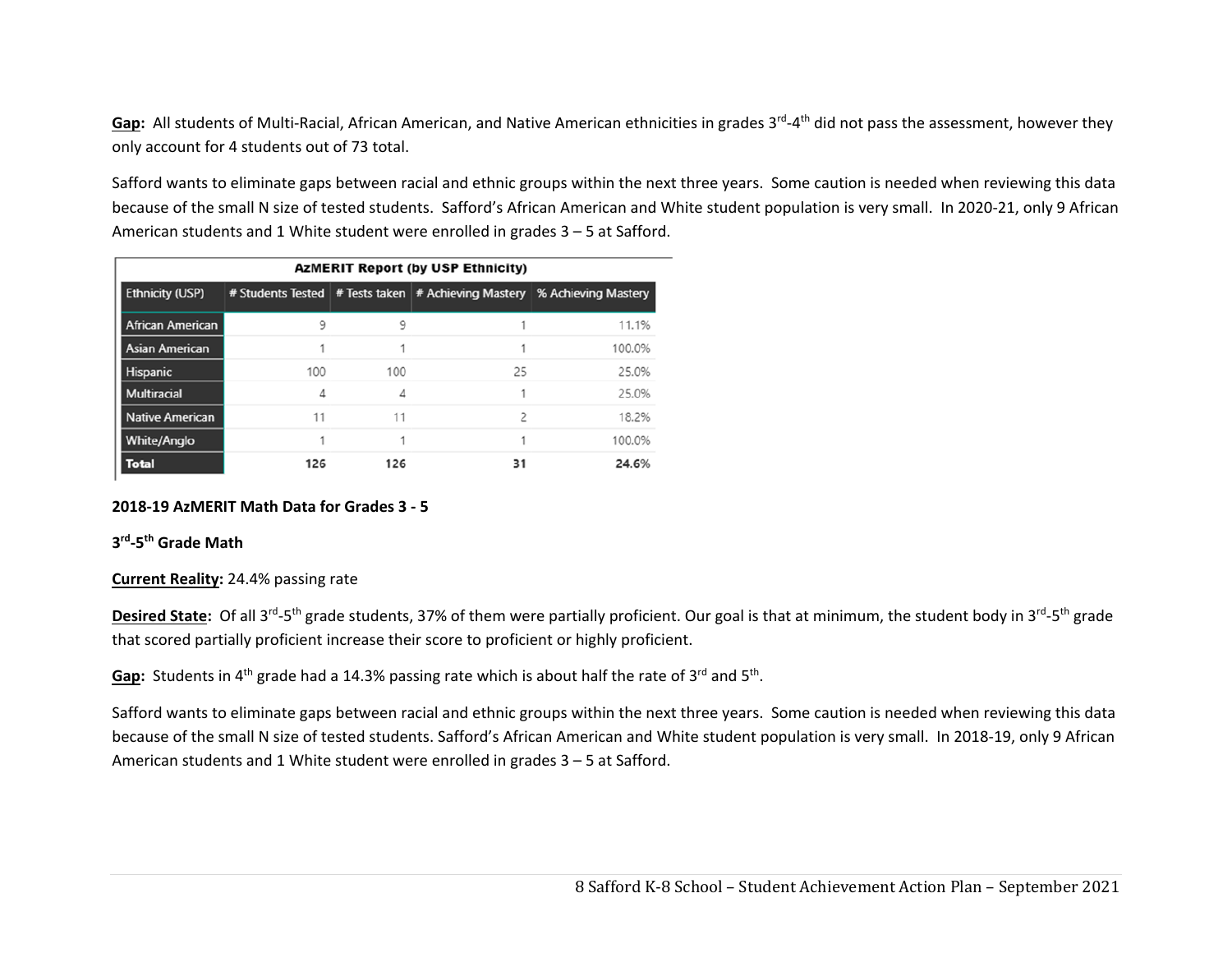**Gap:** All students of Multi-Racial, African American, and Native American ethnicities in grades 3rd-4th did not pass the assessment, however they only account for 4 students out of 73 total.

Safford wants to eliminate gaps between racial and ethnic groups within the next three years. Some caution is needed when reviewing this data because of the small N size of tested students. Safford's African American and White student population is very small. In 2020-21, only 9 African American students and 1 White student were enrolled in grades 3 – 5 at Safford.

**AzMERIT Report (by USP Ethnicity)**

| Ethnicity (USP) | # Students Tested | # Tests taken | # Achieving Mastery | % Achieving Mastery |
|---|---|---|---|---|
| African American | 9 | 9 | 1 | 11.1% |
| Asian American | 1 | 1 | 1 | 100.0% |
| Hispanic | 100 | 100 | 25 | 25.0% |
| Multiracial | 4 | 4 | 1 | 25.0% |
| Native American | 11 | 11 | 2 | 18.2% |
| White/Anglo | 1 | 1 | 1 | 100.0% |
| **Total** | **126** | **126** | **31** | **24.6%** |

**2018-19 AzMERIT Math Data for Grades 3 - 5**

**3rd-5th Grade Math**

**Current Reality:** 24.4% passing rate

**Desired State:** Of all 3rd-5th grade students, 37% of them were partially proficient. Our goal is that at minimum, the student body in 3rd-5th grade that scored partially proficient increase their score to proficient or highly proficient.

**Gap:** Students in 4th grade had a 14.3% passing rate which is about half the rate of 3rd and 5th.

Safford wants to eliminate gaps between racial and ethnic groups within the next three years. Some caution is needed when reviewing this data because of the small N size of tested students. Safford's African American and White student population is very small. In 2018-19, only 9 African American students and 1 White student were enrolled in grades 3 – 5 at Safford.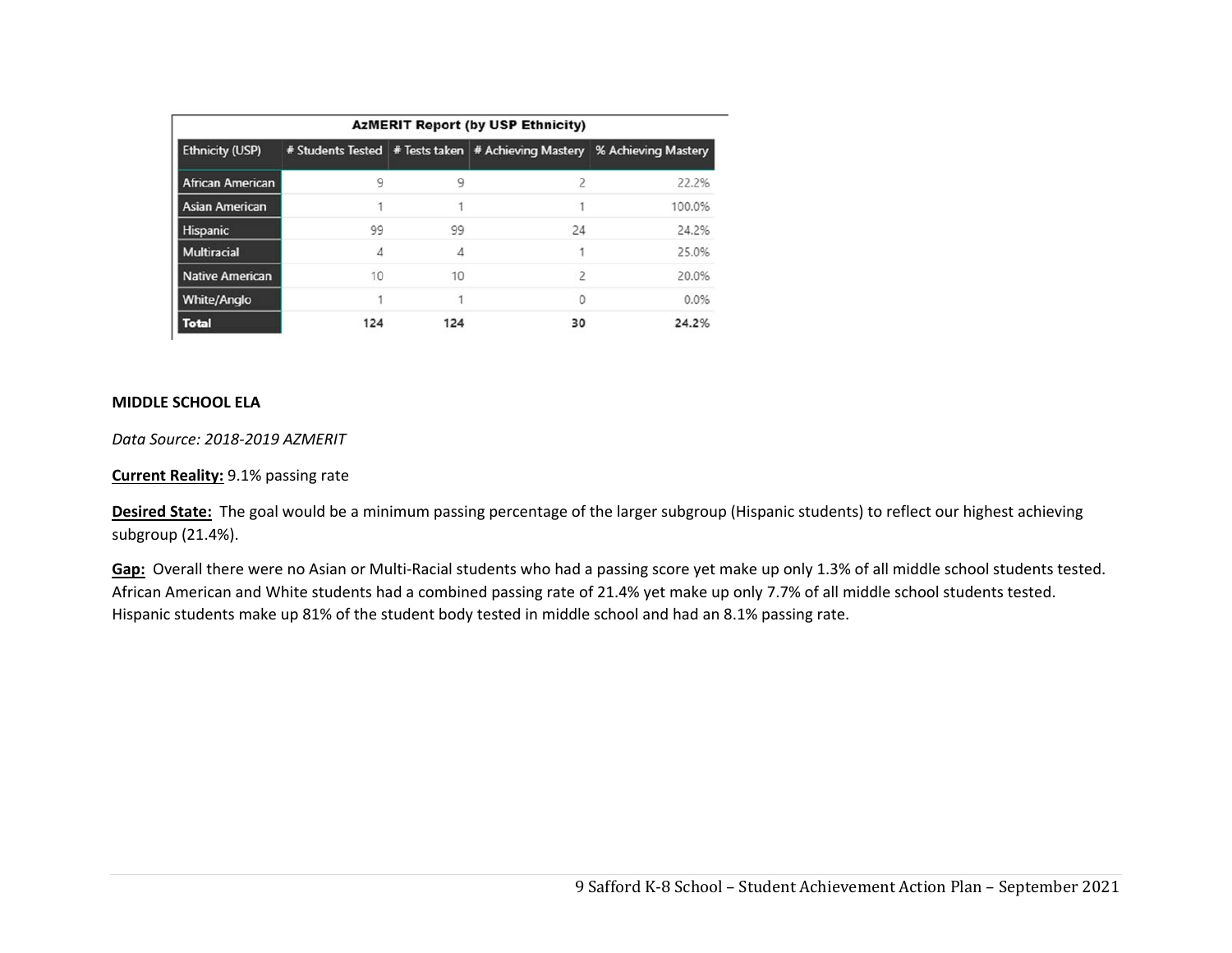| AzMERIT Report (by USP Ethnicity) | | | | |
|---|---|---|---|---|
| Ethnicity (USP) | # Students Tested | # Tests taken | # Achieving Mastery | % Achieving Mastery |
| African American | 9 | 9 | 2 | 22.2% |
| Asian American | 1 | 1 | 1 | 100.0% |
| Hispanic | 99 | 99 | 24 | 24.2% |
| Multiracial | 4 | 4 | 1 | 25.0% |
| Native American | 10 | 10 | 2 | 20.0% |
| White/Anglo | 1 | 1 | 0 | 0.0% |
| **Total** | **124** | **124** | **30** | **24.2%** |

**MIDDLE SCHOOL ELA**

*Data Source: 2018-2019 AZMERIT*

**Current Reality:** 9.1% passing rate

**Desired State:** The goal would be a minimum passing percentage of the larger subgroup (Hispanic students) to reflect our highest achieving subgroup (21.4%).

**Gap:** Overall there were no Asian or Multi-Racial students who had a passing score yet make up only 1.3% of all middle school students tested. African American and White students had a combined passing rate of 21.4% yet make up only 7.7% of all middle school students tested. Hispanic students make up 81% of the student body tested in middle school and had an 8.1% passing rate.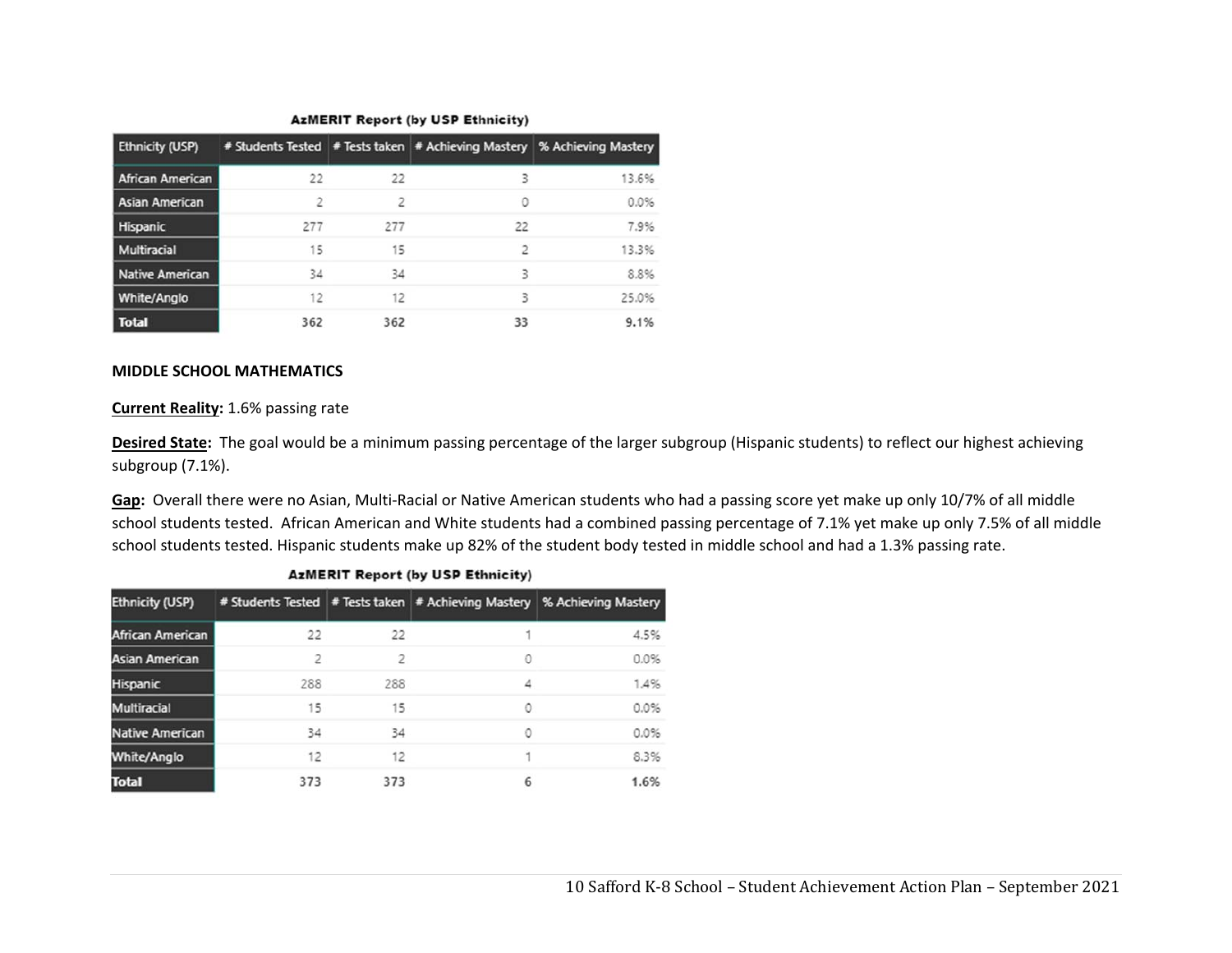**AzMERIT Report (by USP Ethnicity)**

| Ethnicity (USP) | # Students Tested | # Tests taken | # Achieving Mastery | % Achieving Mastery |
|---|---|---|---|---|
| African American | 22 | 22 | 3 | 13.6% |
| Asian American | 2 | 2 | 0 | 0.0% |
| Hispanic | 277 | 277 | 22 | 7.9% |
| Multiracial | 15 | 15 | 2 | 13.3% |
| Native American | 34 | 34 | 3 | 8.8% |
| White/Anglo | 12 | 12 | 3 | 25.0% |
| **Total** | **362** | **362** | **33** | **9.1%** |

**MIDDLE SCHOOL MATHEMATICS**

**Current Reality:** 1.6% passing rate

**Desired State:** The goal would be a minimum passing percentage of the larger subgroup (Hispanic students) to reflect our highest achieving subgroup (7.1%).

**Gap:** Overall there were no Asian, Multi-Racial or Native American students who had a passing score yet make up only 10/7% of all middle school students tested. African American and White students had a combined passing percentage of 7.1% yet make up only 7.5% of all middle school students tested. Hispanic students make up 82% of the student body tested in middle school and had a 1.3% passing rate.

**AzMERIT Report (by USP Ethnicity)**

| Ethnicity (USP) | # Students Tested | # Tests taken | # Achieving Mastery | % Achieving Mastery |
|---|---|---|---|---|
| African American | 22 | 22 | 1 | 4.5% |
| Asian American | 2 | 2 | 0 | 0.0% |
| Hispanic | 288 | 288 | 4 | 1.4% |
| Multiracial | 15 | 15 | 0 | 0.0% |
| Native American | 34 | 34 | 0 | 0.0% |
| White/Anglo | 12 | 12 | 1 | 8.3% |
| **Total** | **373** | **373** | **6** | **1.6%** |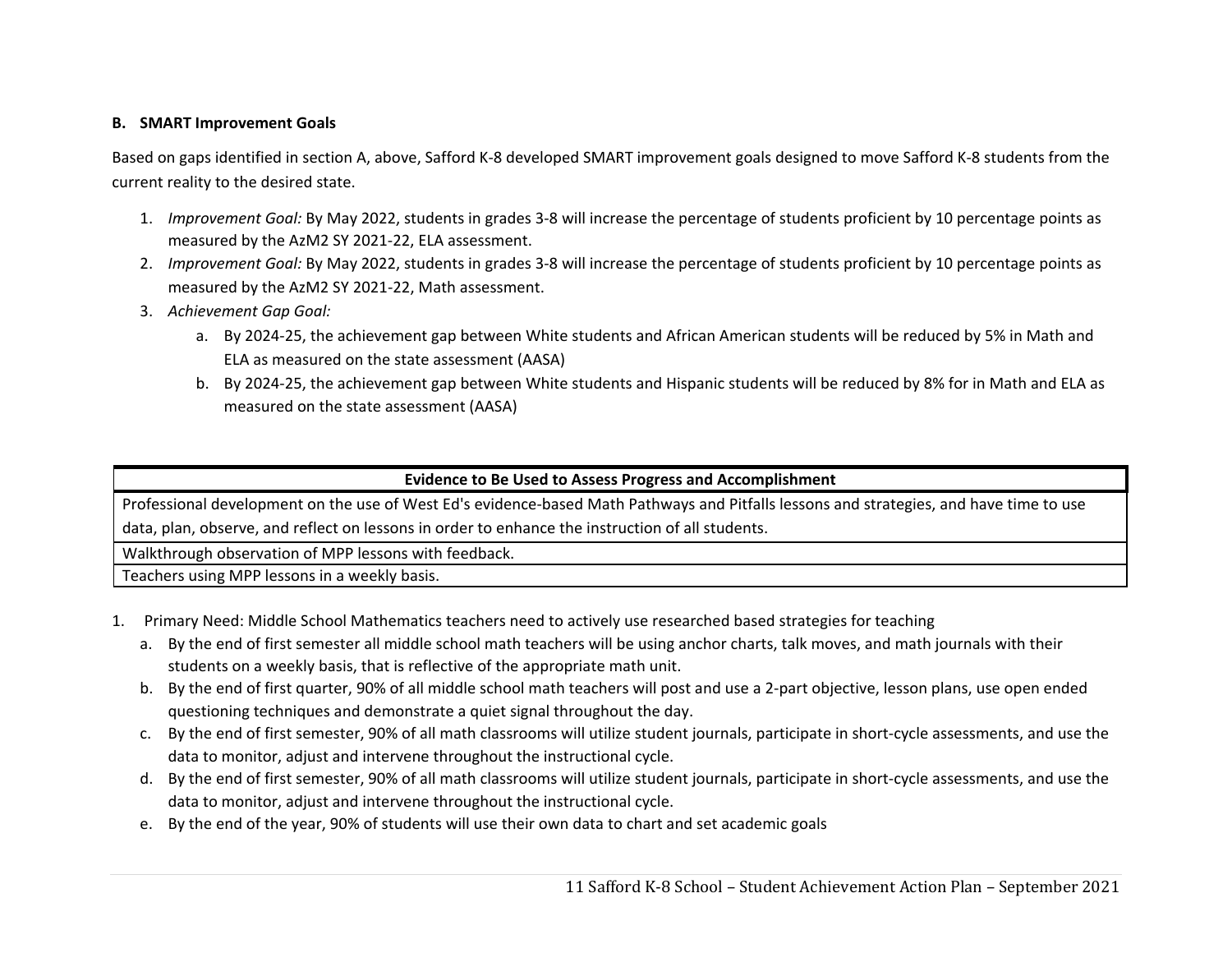### B. SMART Improvement Goals

Based on gaps identified in section A, above, Safford K-8 developed SMART improvement goals designed to move Safford K-8 students from the current reality to the desired state.

1. *Improvement Goal:* By May 2022, students in grades 3-8 will increase the percentage of students proficient by 10 percentage points as measured by the AzM2 SY 2021-22, ELA assessment.
2. *Improvement Goal:* By May 2022, students in grades 3-8 will increase the percentage of students proficient by 10 percentage points as measured by the AzM2 SY 2021-22, Math assessment.
3. *Achievement Gap Goal:*
   a. By 2024-25, the achievement gap between White students and African American students will be reduced by 5% in Math and ELA as measured on the state assessment (AASA)
   b. By 2024-25, the achievement gap between White students and Hispanic students will be reduced by 8% for in Math and ELA as measured on the state assessment (AASA)

| Evidence to Be Used to Assess Progress and Accomplishment |
| --- |
| Professional development on the use of West Ed's evidence-based Math Pathways and Pitfalls lessons and strategies, and have time to use data, plan, observe, and reflect on lessons in order to enhance the instruction of all students. |
| Walkthrough observation of MPP lessons with feedback. |
| Teachers using MPP lessons in a weekly basis. |

1. Primary Need: Middle School Mathematics teachers need to actively use researched based strategies for teaching
   a. By the end of first semester all middle school math teachers will be using anchor charts, talk moves, and math journals with their students on a weekly basis, that is reflective of the appropriate math unit.
   b. By the end of first quarter, 90% of all middle school math teachers will post and use a 2-part objective, lesson plans, use open ended questioning techniques and demonstrate a quiet signal throughout the day.
   c. By the end of first semester, 90% of all math classrooms will utilize student journals, participate in short-cycle assessments, and use the data to monitor, adjust and intervene throughout the instructional cycle.
   d. By the end of first semester, 90% of all math classrooms will utilize student journals, participate in short-cycle assessments, and use the data to monitor, adjust and intervene throughout the instructional cycle.
   e. By the end of the year, 90% of students will use their own data to chart and set academic goals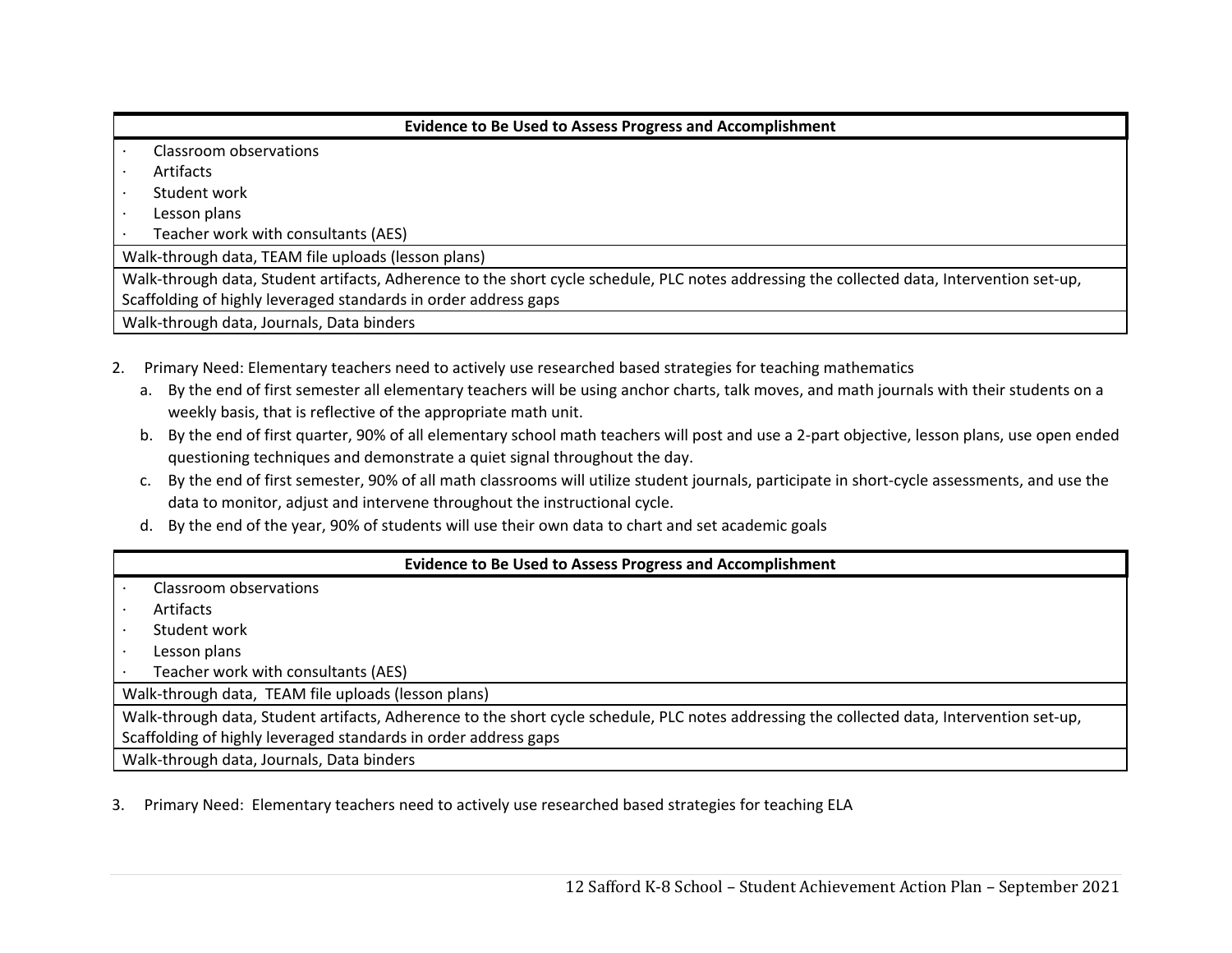| Evidence to Be Used to Assess Progress and Accomplishment |
|---|
| · Classroom observations<br>· Artifacts<br>· Student work<br>· Lesson plans<br>· Teacher work with consultants (AES) |
| Walk-through data, TEAM file uploads (lesson plans) |
| Walk-through data, Student artifacts, Adherence to the short cycle schedule, PLC notes addressing the collected data, Intervention set-up, Scaffolding of highly leveraged standards in order address gaps |
| Walk-through data, Journals, Data binders |

2. Primary Need: Elementary teachers need to actively use researched based strategies for teaching mathematics
   a. By the end of first semester all elementary teachers will be using anchor charts, talk moves, and math journals with their students on a weekly basis, that is reflective of the appropriate math unit.
   b. By the end of first quarter, 90% of all elementary school math teachers will post and use a 2-part objective, lesson plans, use open ended questioning techniques and demonstrate a quiet signal throughout the day.
   c. By the end of first semester, 90% of all math classrooms will utilize student journals, participate in short-cycle assessments, and use the data to monitor, adjust and intervene throughout the instructional cycle.
   d. By the end of the year, 90% of students will use their own data to chart and set academic goals

| Evidence to Be Used to Assess Progress and Accomplishment |
|---|
| · Classroom observations<br>· Artifacts<br>· Student work<br>· Lesson plans<br>· Teacher work with consultants (AES) |
| Walk-through data, TEAM file uploads (lesson plans) |
| Walk-through data, Student artifacts, Adherence to the short cycle schedule, PLC notes addressing the collected data, Intervention set-up, Scaffolding of highly leveraged standards in order address gaps |
| Walk-through data, Journals, Data binders |

3. Primary Need: Elementary teachers need to actively use researched based strategies for teaching ELA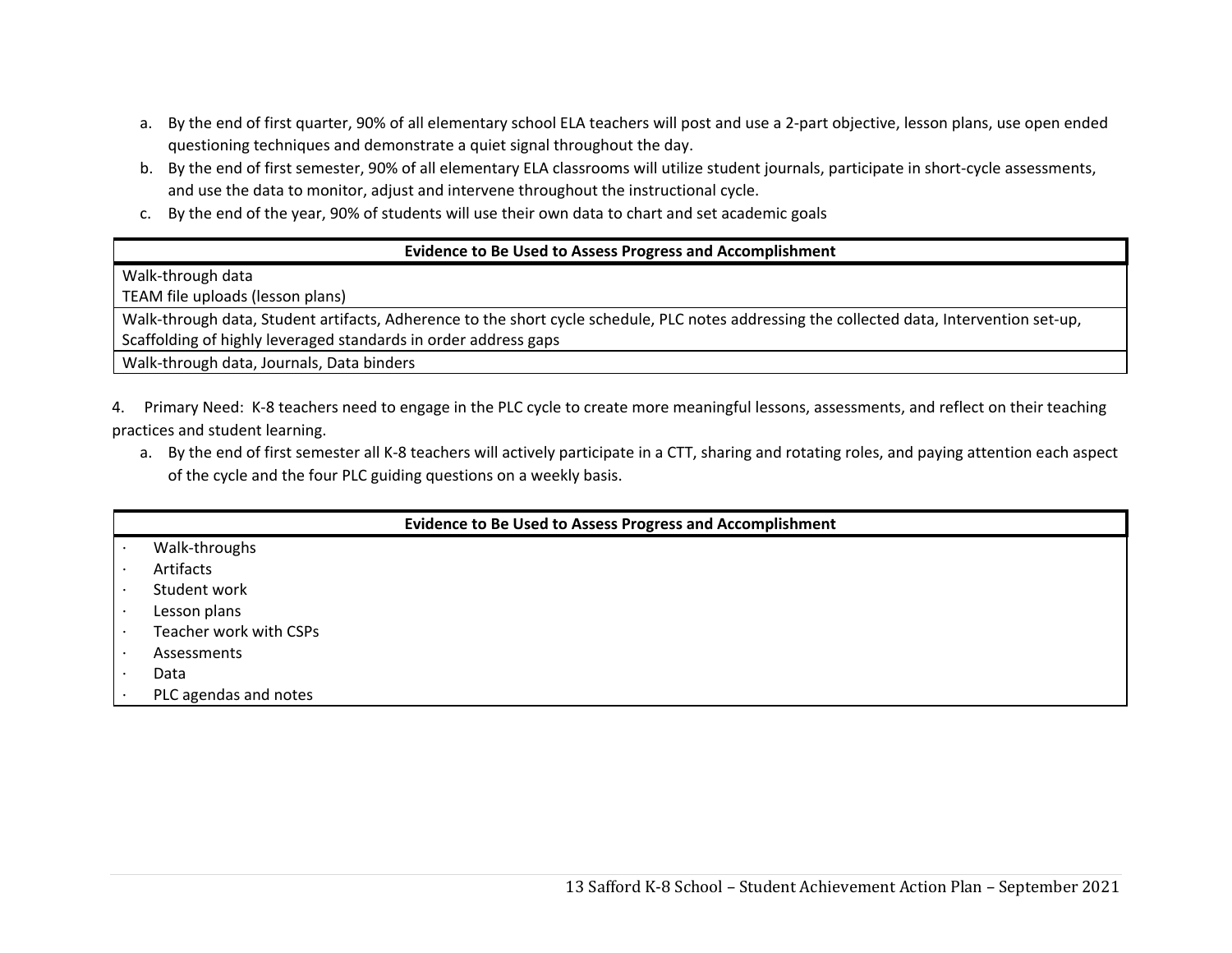a. By the end of first quarter, 90% of all elementary school ELA teachers will post and use a 2-part objective, lesson plans, use open ended questioning techniques and demonstrate a quiet signal throughout the day.
b. By the end of first semester, 90% of all elementary ELA classrooms will utilize student journals, participate in short-cycle assessments, and use the data to monitor, adjust and intervene throughout the instructional cycle.
c. By the end of the year, 90% of students will use their own data to chart and set academic goals

| Evidence to Be Used to Assess Progress and Accomplishment |
|---|
| Walk-through data<br>TEAM file uploads (lesson plans) |
| Walk-through data, Student artifacts, Adherence to the short cycle schedule, PLC notes addressing the collected data, Intervention set-up, Scaffolding of highly leveraged standards in order address gaps |
| Walk-through data, Journals, Data binders |

4. Primary Need: K-8 teachers need to engage in the PLC cycle to create more meaningful lessons, assessments, and reflect on their teaching practices and student learning.

a. By the end of first semester all K-8 teachers will actively participate in a CTT, sharing and rotating roles, and paying attention each aspect of the cycle and the four PLC guiding questions on a weekly basis.

| Evidence to Be Used to Assess Progress and Accomplishment |
|---|
| · Walk-throughs<br>· Artifacts<br>· Student work<br>· Lesson plans<br>· Teacher work with CSPs<br>· Assessments<br>· Data<br>· PLC agendas and notes |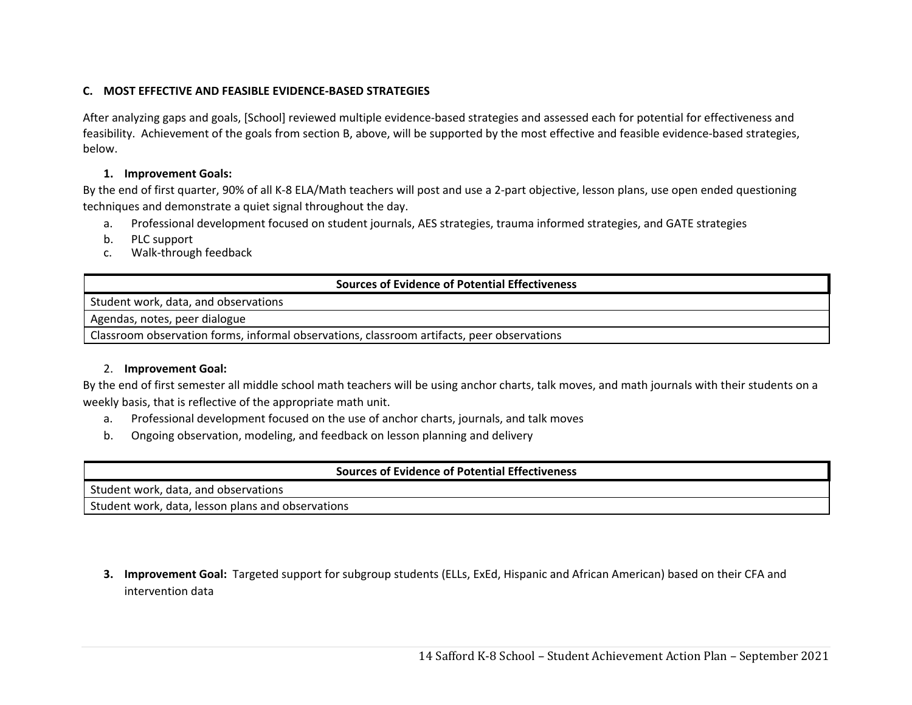## C. MOST EFFECTIVE AND FEASIBLE EVIDENCE-BASED STRATEGIES

After analyzing gaps and goals, [School] reviewed multiple evidence-based strategies and assessed each for potential for effectiveness and feasibility. Achievement of the goals from section B, above, will be supported by the most effective and feasible evidence-based strategies, below.

### 1. Improvement Goals:

By the end of first quarter, 90% of all K-8 ELA/Math teachers will post and use a 2-part objective, lesson plans, use open ended questioning techniques and demonstrate a quiet signal throughout the day.

a. Professional development focused on student journals, AES strategies, trauma informed strategies, and GATE strategies
b. PLC support
c. Walk-through feedback

| Sources of Evidence of Potential Effectiveness |
|---|
| Student work, data, and observations |
| Agendas, notes, peer dialogue |
| Classroom observation forms, informal observations, classroom artifacts, peer observations |

### 2. Improvement Goal:

By the end of first semester all middle school math teachers will be using anchor charts, talk moves, and math journals with their students on a weekly basis, that is reflective of the appropriate math unit.

a. Professional development focused on the use of anchor charts, journals, and talk moves
b. Ongoing observation, modeling, and feedback on lesson planning and delivery

| Sources of Evidence of Potential Effectiveness |
|---|
| Student work, data, and observations |
| Student work, data, lesson plans and observations |

### 3. Improvement Goal:

Targeted support for subgroup students (ELLs, ExEd, Hispanic and African American) based on their CFA and intervention data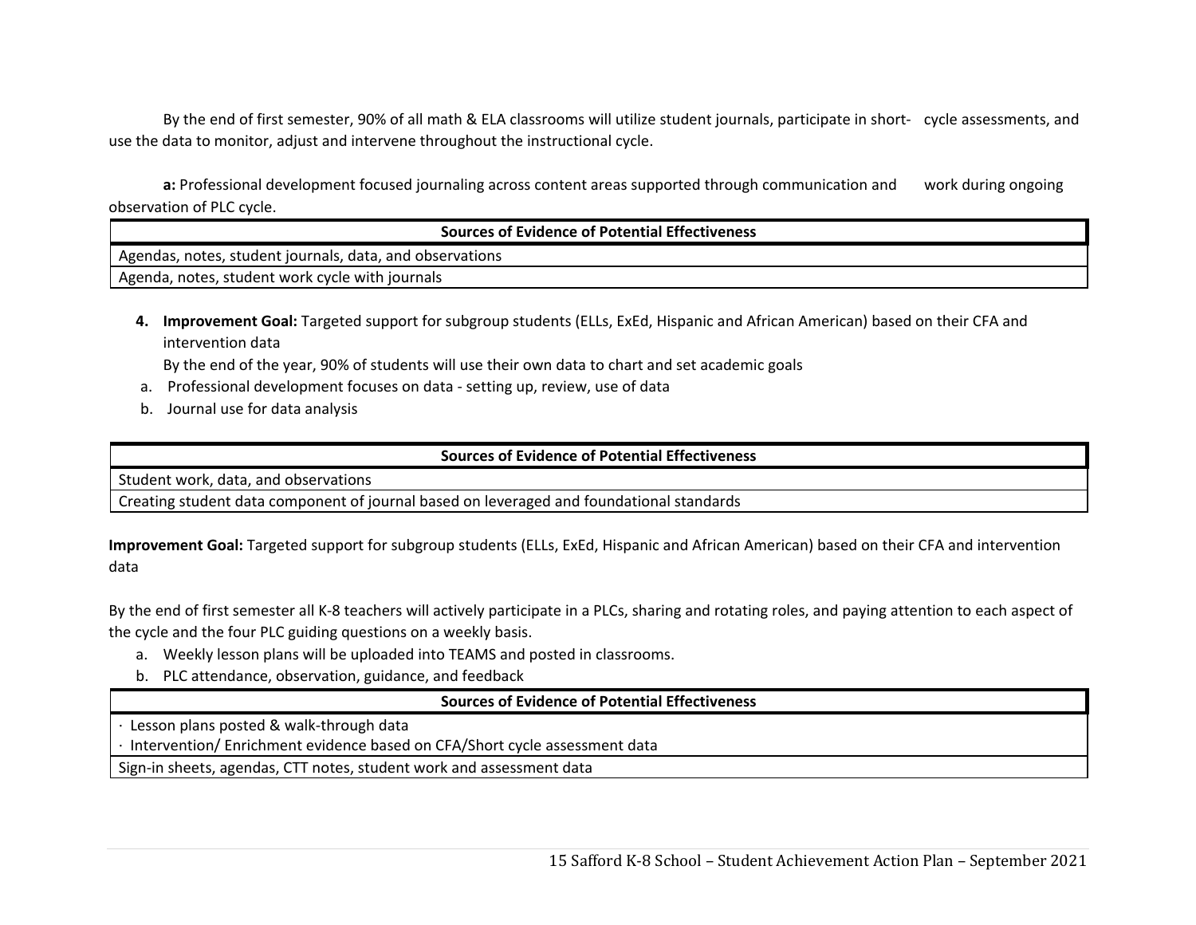By the end of first semester, 90% of all math & ELA classrooms will utilize student journals, participate in short- cycle assessments, and use the data to monitor, adjust and intervene throughout the instructional cycle.

**a:** Professional development focused journaling across content areas supported through communication and work during ongoing observation of PLC cycle.

| Sources of Evidence of Potential Effectiveness |
|---|
| Agendas, notes, student journals, data, and observations |
| Agenda, notes, student work cycle with journals |

4. **Improvement Goal:** Targeted support for subgroup students (ELLs, ExEd, Hispanic and African American) based on their CFA and intervention data

   By the end of the year, 90% of students will use their own data to chart and set academic goals

   a. Professional development focuses on data - setting up, review, use of data
   b. Journal use for data analysis

| Sources of Evidence of Potential Effectiveness |
|---|
| Student work, data, and observations |
| Creating student data component of journal based on leveraged and foundational standards |

**Improvement Goal:** Targeted support for subgroup students (ELLs, ExEd, Hispanic and African American) based on their CFA and intervention data

By the end of first semester all K-8 teachers will actively participate in a PLCs, sharing and rotating roles, and paying attention to each aspect of the cycle and the four PLC guiding questions on a weekly basis.

a. Weekly lesson plans will be uploaded into TEAMS and posted in classrooms.
b. PLC attendance, observation, guidance, and feedback

| Sources of Evidence of Potential Effectiveness |
|---|
| · Lesson plans posted & walk-through data<br>· Intervention/ Enrichment evidence based on CFA/Short cycle assessment data |
| Sign-in sheets, agendas, CTT notes, student work and assessment data |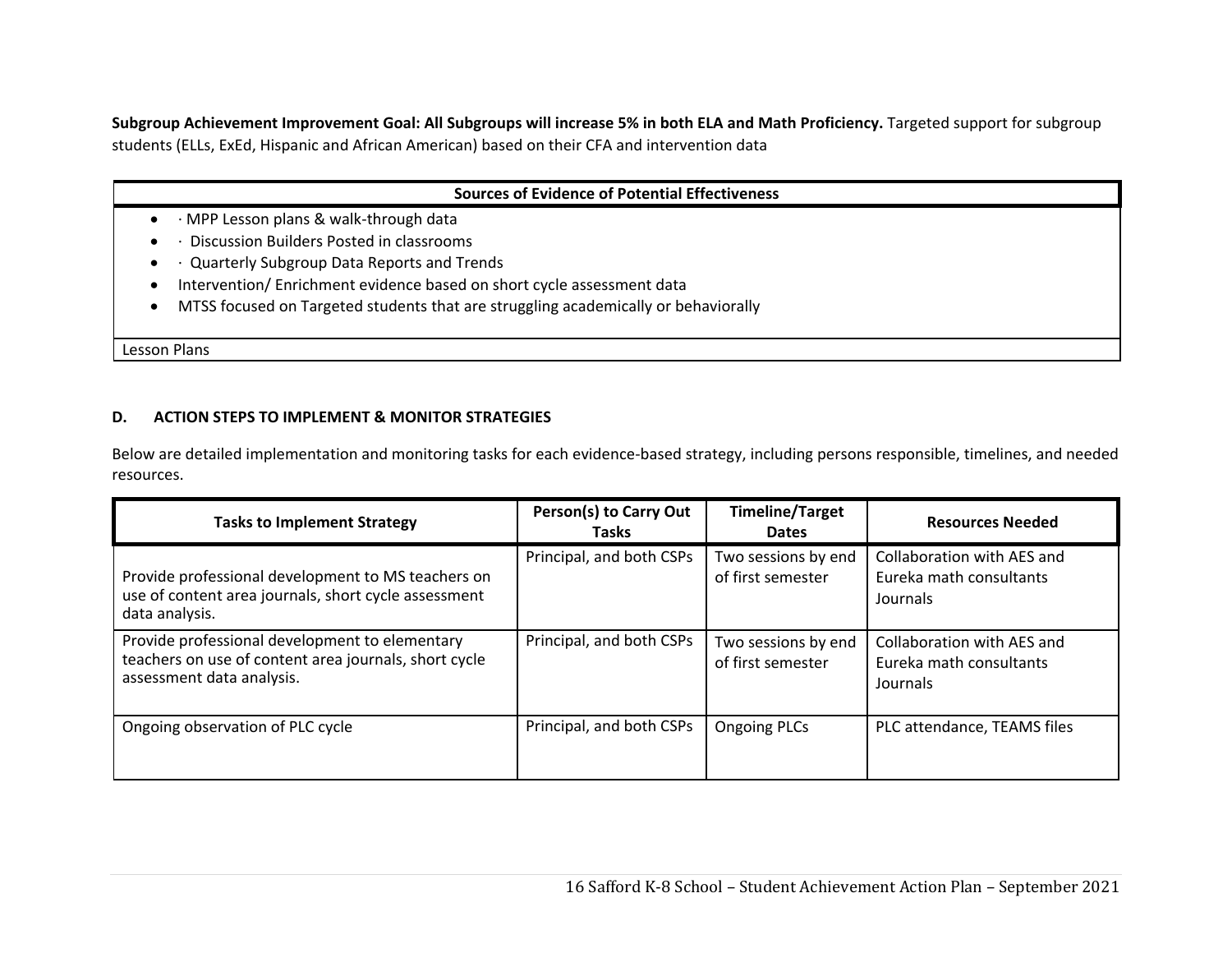**Subgroup Achievement Improvement Goal: All Subgroups will increase 5% in both ELA and Math Proficiency.** Targeted support for subgroup students (ELLs, ExEd, Hispanic and African American) based on their CFA and intervention data

| Sources of Evidence of Potential Effectiveness |
|---|
| • · MPP Lesson plans & walk-through data<br>• · Discussion Builders Posted in classrooms<br>• · Quarterly Subgroup Data Reports and Trends<br>• Intervention/ Enrichment evidence based on short cycle assessment data<br>• MTSS focused on Targeted students that are struggling academically or behaviorally |
| Lesson Plans |

#### D. ACTION STEPS TO IMPLEMENT & MONITOR STRATEGIES

Below are detailed implementation and monitoring tasks for each evidence-based strategy, including persons responsible, timelines, and needed resources.

| Tasks to Implement Strategy | Person(s) to Carry Out Tasks | Timeline/Target Dates | Resources Needed |
|---|---|---|---|
| Provide professional development to MS teachers on use of content area journals, short cycle assessment data analysis. | Principal, and both CSPs | Two sessions by end of first semester | Collaboration with AES and Eureka math consultants<br>Journals |
| Provide professional development to elementary teachers on use of content area journals, short cycle assessment data analysis. | Principal, and both CSPs | Two sessions by end of first semester | Collaboration with AES and Eureka math consultants<br>Journals |
| Ongoing observation of PLC cycle | Principal, and both CSPs | Ongoing PLCs | PLC attendance, TEAMS files |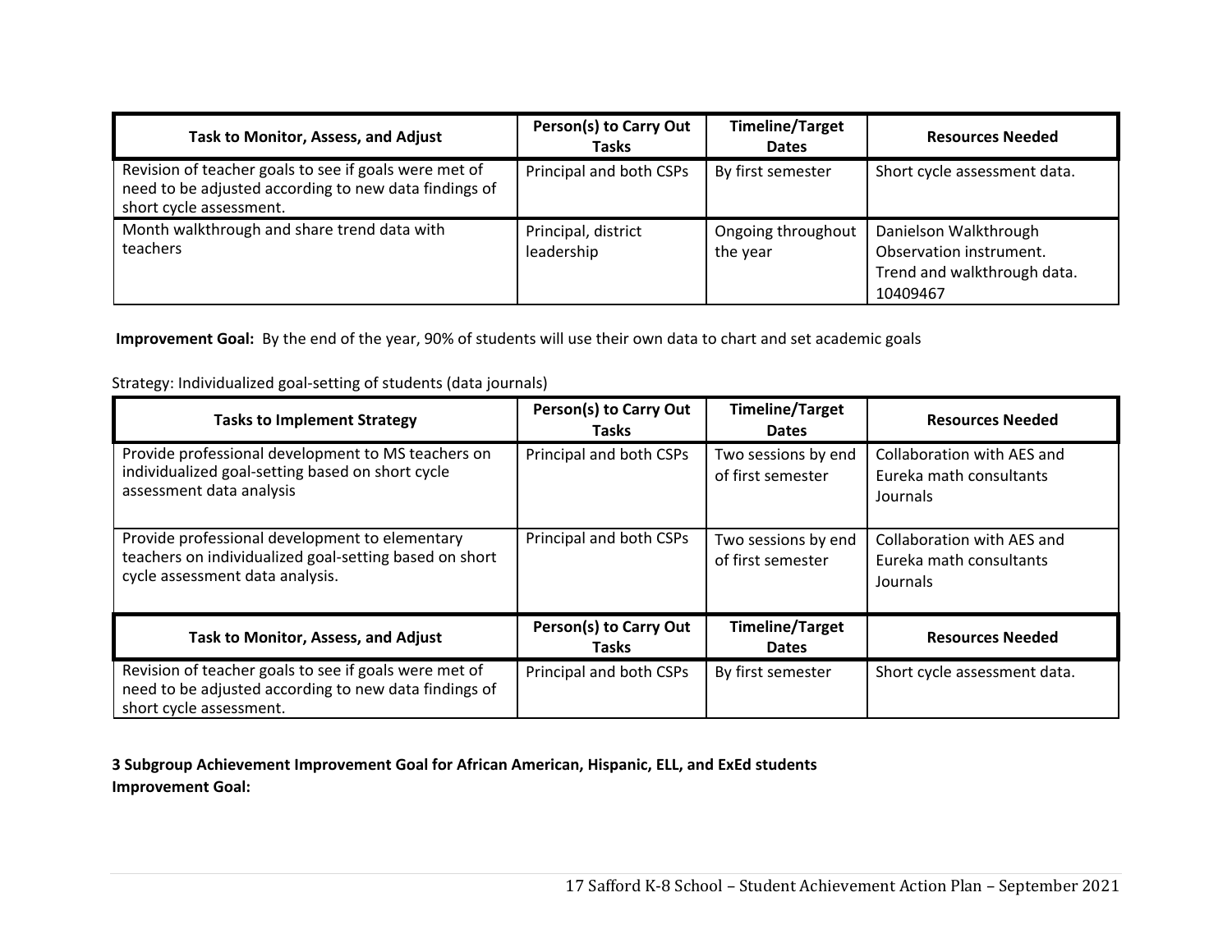| Task to Monitor, Assess, and Adjust | Person(s) to Carry Out Tasks | Timeline/Target Dates | Resources Needed |
|---|---|---|---|
| Revision of teacher goals to see if goals were met of need to be adjusted according to new data findings of short cycle assessment. | Principal and both CSPs | By first semester | Short cycle assessment data. |
| Month walkthrough and share trend data with teachers | Principal, district leadership | Ongoing throughout the year | Danielson Walkthrough Observation instrument. Trend and walkthrough data. 10409467 |

**Improvement Goal:** By the end of the year, 90% of students will use their own data to chart and set academic goals

Strategy: Individualized goal-setting of students (data journals)

| Tasks to Implement Strategy | Person(s) to Carry Out Tasks | Timeline/Target Dates | Resources Needed |
|---|---|---|---|
| Provide professional development to MS teachers on individualized goal-setting based on short cycle assessment data analysis | Principal and both CSPs | Two sessions by end of first semester | Collaboration with AES and Eureka math consultants Journals |
| Provide professional development to elementary teachers on individualized goal-setting based on short cycle assessment data analysis. | Principal and both CSPs | Two sessions by end of first semester | Collaboration with AES and Eureka math consultants Journals |

| Task to Monitor, Assess, and Adjust | Person(s) to Carry Out Tasks | Timeline/Target Dates | Resources Needed |
|---|---|---|---|
| Revision of teacher goals to see if goals were met of need to be adjusted according to new data findings of short cycle assessment. | Principal and both CSPs | By first semester | Short cycle assessment data. |

**3 Subgroup Achievement Improvement Goal for African American, Hispanic, ELL, and ExEd students**

**Improvement Goal:**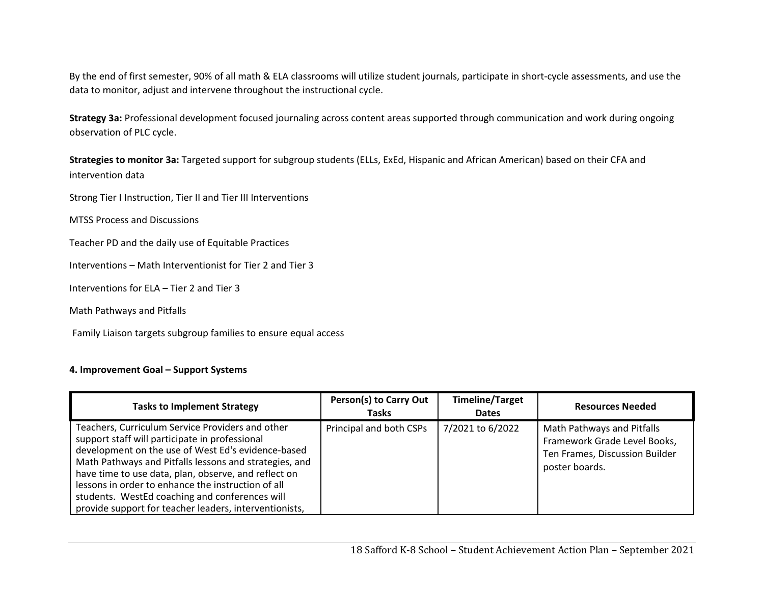By the end of first semester, 90% of all math & ELA classrooms will utilize student journals, participate in short-cycle assessments, and use the data to monitor, adjust and intervene throughout the instructional cycle.

**Strategy 3a:** Professional development focused journaling across content areas supported through communication and work during ongoing observation of PLC cycle.

**Strategies to monitor 3a:** Targeted support for subgroup students (ELLs, ExEd, Hispanic and African American) based on their CFA and intervention data

Strong Tier I Instruction, Tier II and Tier III Interventions

MTSS Process and Discussions

Teacher PD and the daily use of Equitable Practices

Interventions – Math Interventionist for Tier 2 and Tier 3

Interventions for ELA – Tier 2 and Tier 3

Math Pathways and Pitfalls

Family Liaison targets subgroup families to ensure equal access

**4. Improvement Goal – Support Systems**

| Tasks to Implement Strategy | Person(s) to Carry Out Tasks | Timeline/Target Dates | Resources Needed |
|---|---|---|---|
| Teachers, Curriculum Service Providers and other support staff will participate in professional development on the use of West Ed's evidence-based Math Pathways and Pitfalls lessons and strategies, and have time to use data, plan, observe, and reflect on lessons in order to enhance the instruction of all students. WestEd coaching and conferences will provide support for teacher leaders, interventionists, | Principal and both CSPs | 7/2021 to 6/2022 | Math Pathways and Pitfalls Framework Grade Level Books, Ten Frames, Discussion Builder poster boards. |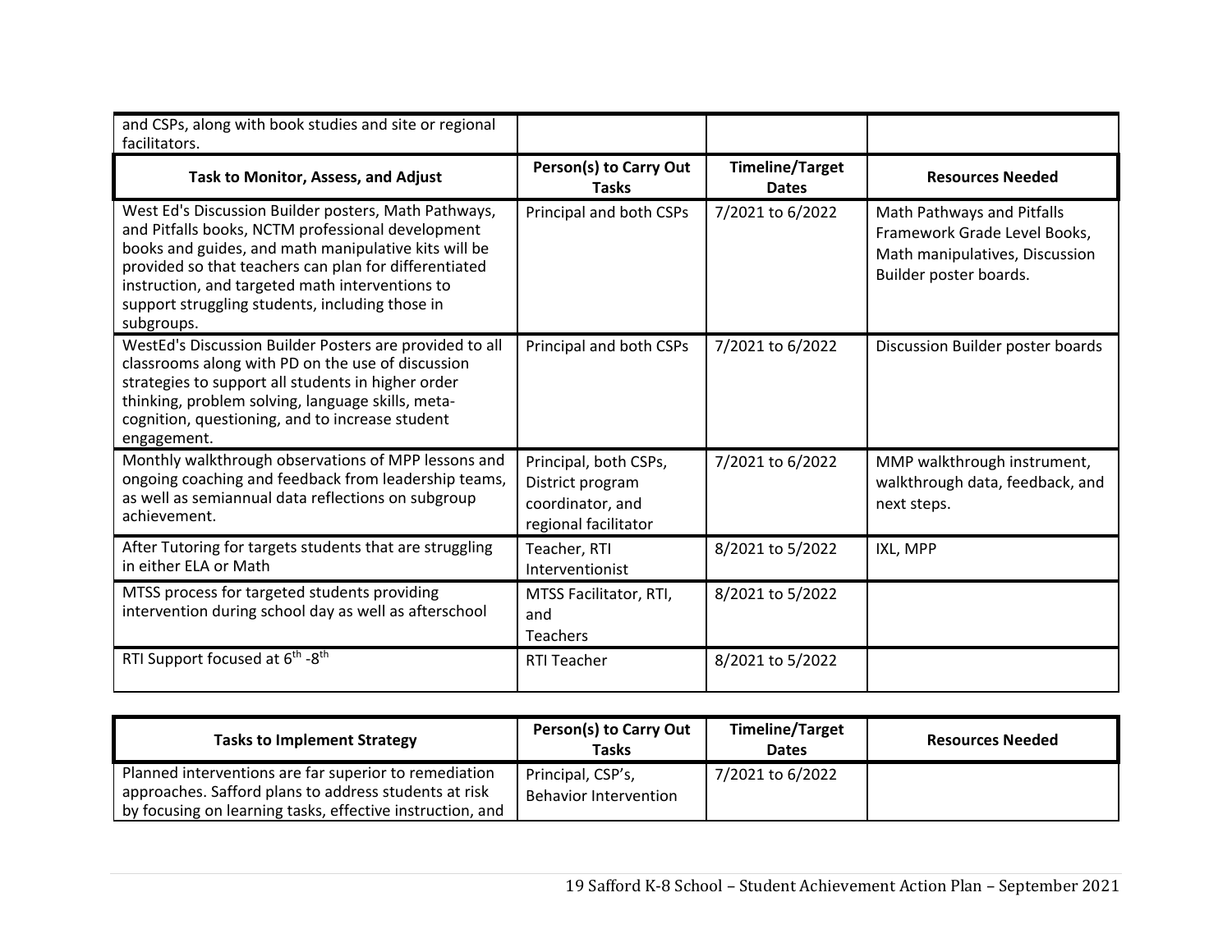| and CSPs, along with book studies and site or regional facilitators. | | | |
|---|---|---|---|
| **Task to Monitor, Assess, and Adjust** | **Person(s) to Carry Out Tasks** | **Timeline/Target Dates** | **Resources Needed** |
| West Ed's Discussion Builder posters, Math Pathways, and Pitfalls books, NCTM professional development books and guides, and math manipulative kits will be provided so that teachers can plan for differentiated instruction, and targeted math interventions to support struggling students, including those in subgroups. | Principal and both CSPs | 7/2021 to 6/2022 | Math Pathways and Pitfalls Framework Grade Level Books, Math manipulatives, Discussion Builder poster boards. |
| WestEd's Discussion Builder Posters are provided to all classrooms along with PD on the use of discussion strategies to support all students in higher order thinking, problem solving, language skills, meta-cognition, questioning, and to increase student engagement. | Principal and both CSPs | 7/2021 to 6/2022 | Discussion Builder poster boards |
| Monthly walkthrough observations of MPP lessons and ongoing coaching and feedback from leadership teams, as well as semiannual data reflections on subgroup achievement. | Principal, both CSPs, District program coordinator, and regional facilitator | 7/2021 to 6/2022 | MMP walkthrough instrument, walkthrough data, feedback, and next steps. |
| After Tutoring for targets students that are struggling in either ELA or Math | Teacher, RTI Interventionist | 8/2021 to 5/2022 | IXL, MPP |
| MTSS process for targeted students providing intervention during school day as well as afterschool | MTSS Facilitator, RTI, and Teachers | 8/2021 to 5/2022 | |
| RTI Support focused at 6th -8th | RTI Teacher | 8/2021 to 5/2022 | |

| **Tasks to Implement Strategy** | **Person(s) to Carry Out Tasks** | **Timeline/Target Dates** | **Resources Needed** |
|---|---|---|---|
| Planned interventions are far superior to remediation approaches. Safford plans to address students at risk by focusing on learning tasks, effective instruction, and | Principal, CSP's, Behavior Intervention | 7/2021 to 6/2022 | |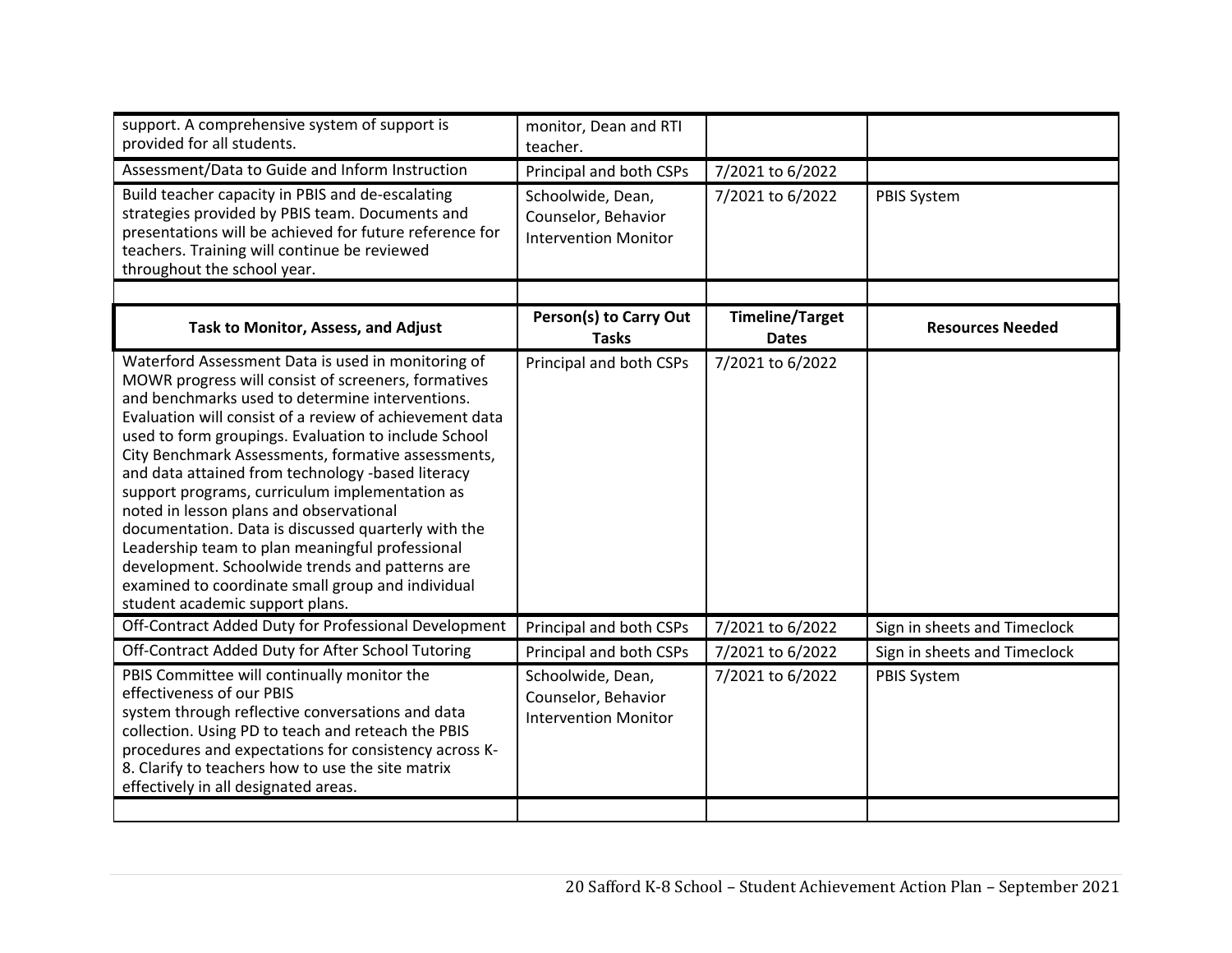| | | | |
|---|---|---|---|
| support. A comprehensive system of support is provided for all students. | monitor, Dean and RTI teacher. | | |
| Assessment/Data to Guide and Inform Instruction | Principal and both CSPs | 7/2021 to 6/2022 | |
| Build teacher capacity in PBIS and de-escalating strategies provided by PBIS team. Documents and presentations will be achieved for future reference for teachers. Training will continue be reviewed throughout the school year. | Schoolwide, Dean, Counselor, Behavior Intervention Monitor | 7/2021 to 6/2022 | PBIS System |
| | | | |

| Task to Monitor, Assess, and Adjust | Person(s) to Carry Out Tasks | Timeline/Target Dates | Resources Needed |
|---|---|---|---|
| Waterford Assessment Data is used in monitoring of MOWR progress will consist of screeners, formatives and benchmarks used to determine interventions. Evaluation will consist of a review of achievement data used to form groupings. Evaluation to include School City Benchmark Assessments, formative assessments, and data attained from technology -based literacy support programs, curriculum implementation as noted in lesson plans and observational documentation. Data is discussed quarterly with the Leadership team to plan meaningful professional development. Schoolwide trends and patterns are examined to coordinate small group and individual student academic support plans. | Principal and both CSPs | 7/2021 to 6/2022 | |
| Off-Contract Added Duty for Professional Development | Principal and both CSPs | 7/2021 to 6/2022 | Sign in sheets and Timeclock |
| Off-Contract Added Duty for After School Tutoring | Principal and both CSPs | 7/2021 to 6/2022 | Sign in sheets and Timeclock |
| PBIS Committee will continually monitor the effectiveness of our PBIS system through reflective conversations and data collection. Using PD to teach and reteach the PBIS procedures and expectations for consistency across K-8. Clarify to teachers how to use the site matrix effectively in all designated areas. | Schoolwide, Dean, Counselor, Behavior Intervention Monitor | 7/2021 to 6/2022 | PBIS System |
| | | | |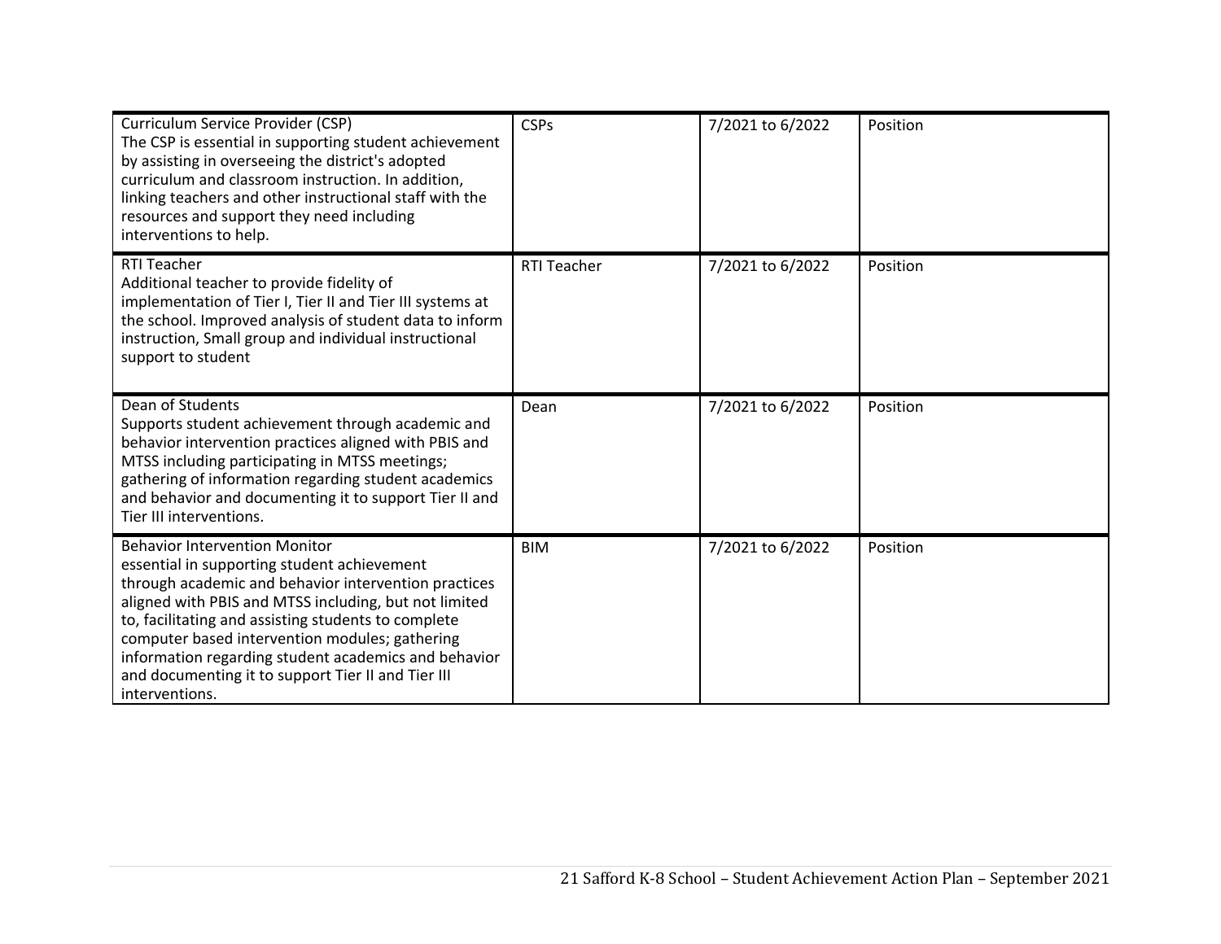| | | | |
|---|---|---|---|
| Curriculum Service Provider (CSP)<br>The CSP is essential in supporting student achievement by assisting in overseeing the district's adopted curriculum and classroom instruction. In addition, linking teachers and other instructional staff with the resources and support they need including interventions to help. | CSPs | 7/2021 to 6/2022 | Position |
| RTI Teacher<br>Additional teacher to provide fidelity of implementation of Tier I, Tier II and Tier III systems at the school. Improved analysis of student data to inform instruction, Small group and individual instructional support to student | RTI Teacher | 7/2021 to 6/2022 | Position |
| Dean of Students<br>Supports student achievement through academic and behavior intervention practices aligned with PBIS and MTSS including participating in MTSS meetings; gathering of information regarding student academics and behavior and documenting it to support Tier II and Tier III interventions. | Dean | 7/2021 to 6/2022 | Position |
| Behavior Intervention Monitor<br>essential in supporting student achievement through academic and behavior intervention practices aligned with PBIS and MTSS including, but not limited to, facilitating and assisting students to complete computer based intervention modules; gathering information regarding student academics and behavior and documenting it to support Tier II and Tier III interventions. | BIM | 7/2021 to 6/2022 | Position |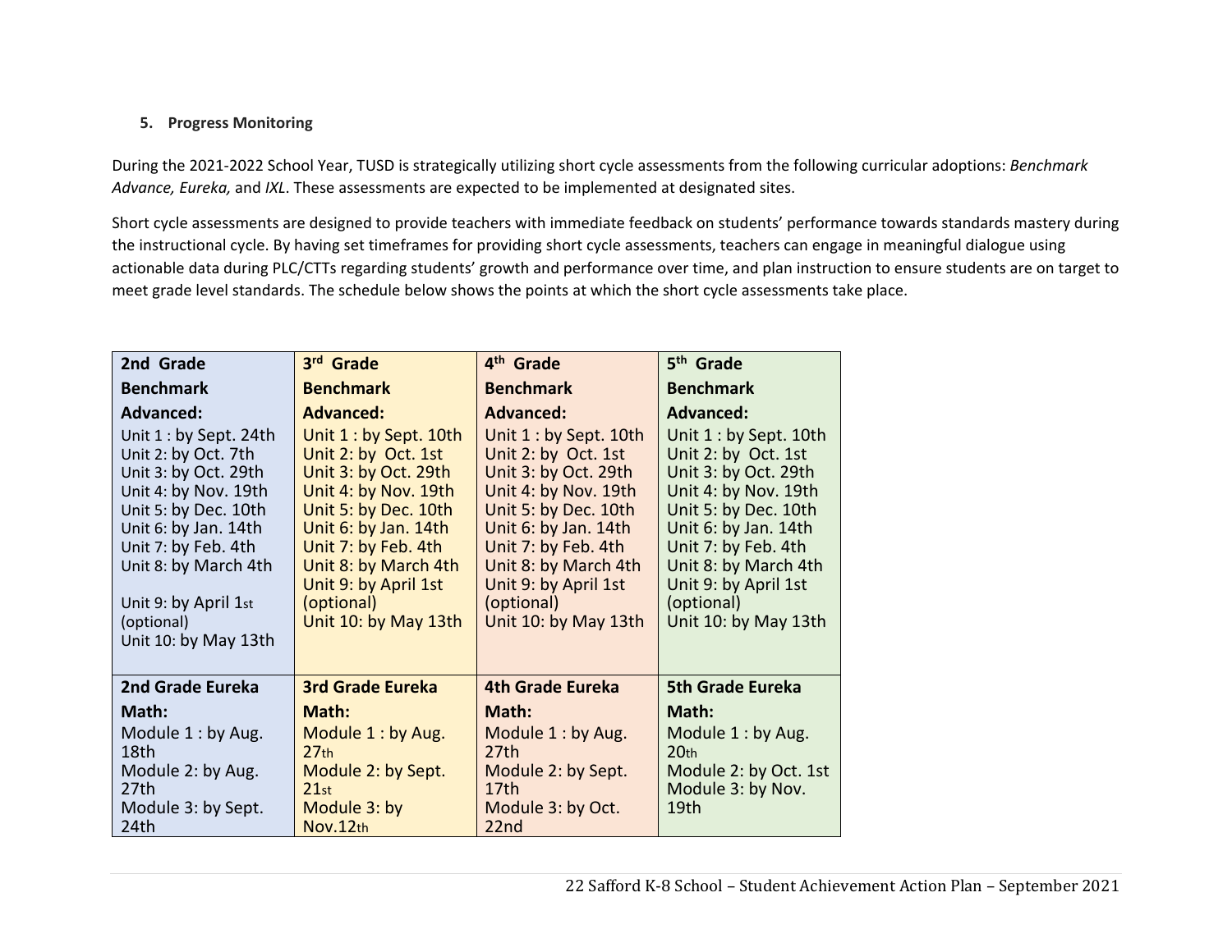5. **Progress Monitoring**

During the 2021-2022 School Year, TUSD is strategically utilizing short cycle assessments from the following curricular adoptions: *Benchmark Advance, Eureka,* and *IXL*. These assessments are expected to be implemented at designated sites.

Short cycle assessments are designed to provide teachers with immediate feedback on students' performance towards standards mastery during the instructional cycle. By having set timeframes for providing short cycle assessments, teachers can engage in meaningful dialogue using actionable data during PLC/CTTs regarding students' growth and performance over time, and plan instruction to ensure students are on target to meet grade level standards. The schedule below shows the points at which the short cycle assessments take place.

| **2nd Grade Benchmark Advanced:** | **3rd Grade Benchmark Advanced:** | **4th Grade Benchmark Advanced:** | **5th Grade Benchmark Advanced:** |
|---|---|---|---|
| Unit 1 : by Sept. 24th<br>Unit 2: by Oct. 7th<br>Unit 3: by Oct. 29th<br>Unit 4: by Nov. 19th<br>Unit 5: by Dec. 10th<br>Unit 6: by Jan. 14th<br>Unit 7: by Feb. 4th<br>Unit 8: by March 4th<br>Unit 9: by April 1st (optional)<br>Unit 10: by May 13th | Unit 1 : by Sept. 10th<br>Unit 2: by Oct. 1st<br>Unit 3: by Oct. 29th<br>Unit 4: by Nov. 19th<br>Unit 5: by Dec. 10th<br>Unit 6: by Jan. 14th<br>Unit 7: by Feb. 4th<br>Unit 8: by March 4th<br>Unit 9: by April 1st (optional)<br>Unit 10: by May 13th | Unit 1 : by Sept. 10th<br>Unit 2: by Oct. 1st<br>Unit 3: by Oct. 29th<br>Unit 4: by Nov. 19th<br>Unit 5: by Dec. 10th<br>Unit 6: by Jan. 14th<br>Unit 7: by Feb. 4th<br>Unit 8: by March 4th<br>Unit 9: by April 1st (optional)<br>Unit 10: by May 13th | Unit 1 : by Sept. 10th<br>Unit 2: by Oct. 1st<br>Unit 3: by Oct. 29th<br>Unit 4: by Nov. 19th<br>Unit 5: by Dec. 10th<br>Unit 6: by Jan. 14th<br>Unit 7: by Feb. 4th<br>Unit 8: by March 4th<br>Unit 9: by April 1st (optional)<br>Unit 10: by May 13th |
| **2nd Grade Eureka Math:** | **3rd Grade Eureka Math:** | **4th Grade Eureka Math:** | **5th Grade Eureka Math:** |
| Module 1 : by Aug. 18th<br>Module 2: by Aug. 27th<br>Module 3: by Sept. 24th | Module 1 : by Aug. 27th<br>Module 2: by Sept. 21st<br>Module 3: by Nov.12th | Module 1 : by Aug. 27th<br>Module 2: by Sept. 17th<br>Module 3: by Oct. 22nd | Module 1 : by Aug. 20th<br>Module 2: by Oct. 1st<br>Module 3: by Nov. 19th |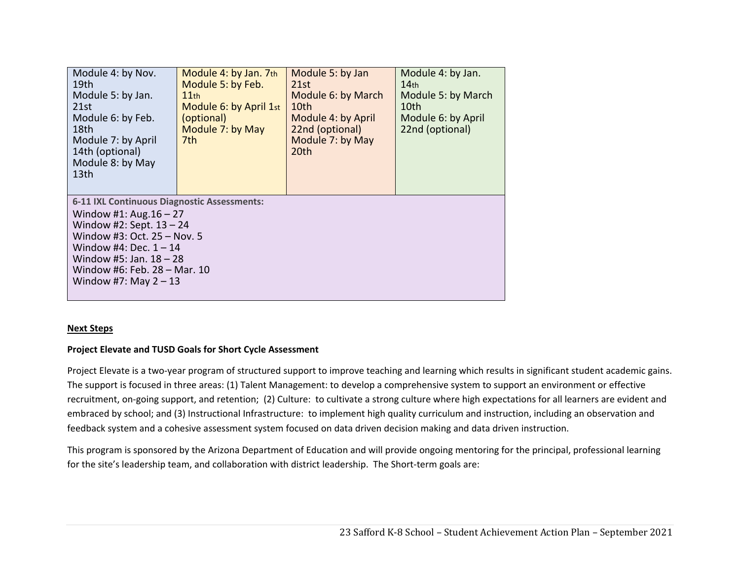| | | | |
|---|---|---|---|
| Module 4: by Nov. 19th<br>Module 5: by Jan. 21st<br>Module 6: by Feb. 18th<br>Module 7: by April 14th (optional)<br>Module 8: by May 13th | Module 4: by Jan. 7th<br>Module 5: by Feb. 11th<br>Module 6: by April 1st (optional)<br>Module 7: by May 7th | Module 5: by Jan 21st<br>Module 6: by March 10th<br>Module 4: by April 22nd (optional)<br>Module 7: by May 20th | Module 4: by Jan. 14th<br>Module 5: by March 10th<br>Module 6: by April 22nd (optional) |
| **6-11 IXL Continuous Diagnostic Assessments:**<br>Window #1: Aug.16 – 27<br>Window #2: Sept. 13 – 24<br>Window #3: Oct. 25 – Nov. 5<br>Window #4: Dec. 1 – 14<br>Window #5: Jan. 18 – 28<br>Window #6: Feb. 28 – Mar. 10<br>Window #7: May 2 – 13 | | | |

**Next Steps**

**Project Elevate and TUSD Goals for Short Cycle Assessment**

Project Elevate is a two-year program of structured support to improve teaching and learning which results in significant student academic gains. The support is focused in three areas: (1) Talent Management: to develop a comprehensive system to support an environment or effective recruitment, on-going support, and retention; (2) Culture: to cultivate a strong culture where high expectations for all learners are evident and embraced by school; and (3) Instructional Infrastructure: to implement high quality curriculum and instruction, including an observation and feedback system and a cohesive assessment system focused on data driven decision making and data driven instruction.

This program is sponsored by the Arizona Department of Education and will provide ongoing mentoring for the principal, professional learning for the site's leadership team, and collaboration with district leadership. The Short-term goals are: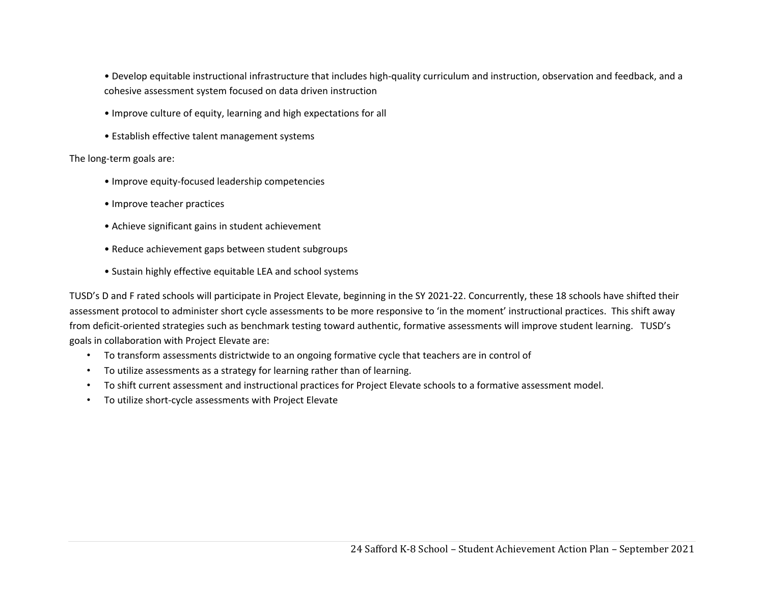- Develop equitable instructional infrastructure that includes high-quality curriculum and instruction, observation and feedback, and a cohesive assessment system focused on data driven instruction
- Improve culture of equity, learning and high expectations for all
- Establish effective talent management systems

The long-term goals are:

- Improve equity-focused leadership competencies
- Improve teacher practices
- Achieve significant gains in student achievement
- Reduce achievement gaps between student subgroups
- Sustain highly effective equitable LEA and school systems

TUSD's D and F rated schools will participate in Project Elevate, beginning in the SY 2021-22. Concurrently, these 18 schools have shifted their assessment protocol to administer short cycle assessments to be more responsive to 'in the moment' instructional practices. This shift away from deficit-oriented strategies such as benchmark testing toward authentic, formative assessments will improve student learning. TUSD's goals in collaboration with Project Elevate are:

- To transform assessments districtwide to an ongoing formative cycle that teachers are in control of
- To utilize assessments as a strategy for learning rather than of learning.
- To shift current assessment and instructional practices for Project Elevate schools to a formative assessment model.
- To utilize short-cycle assessments with Project Elevate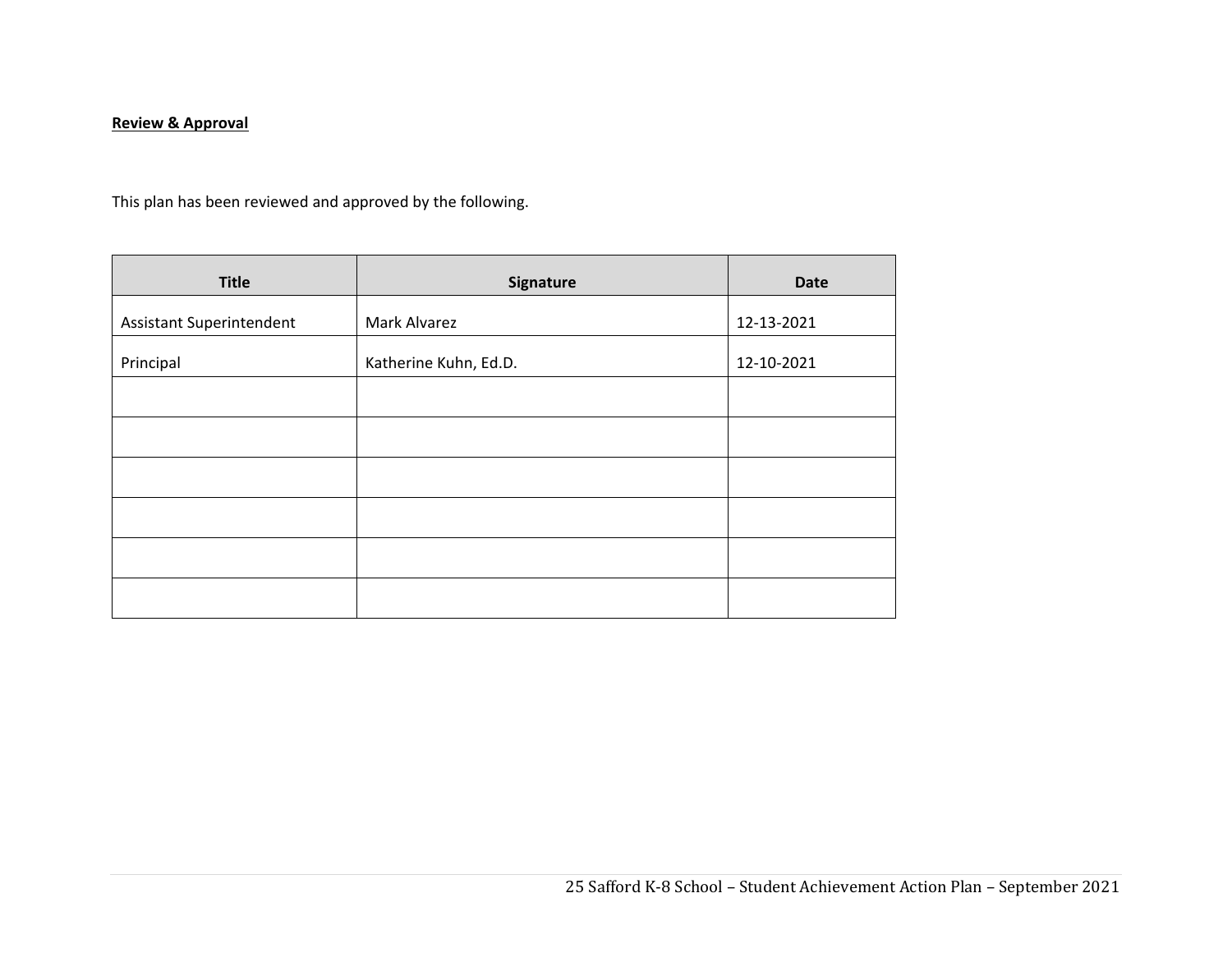**Review & Approval**

This plan has been reviewed and approved by the following.

| Title | Signature | Date |
| --- | --- | --- |
| Assistant Superintendent | Mark Alvarez | 12-13-2021 |
| Principal | Katherine Kuhn, Ed.D. | 12-10-2021 |
| | | |
| | | |
| | | |
| | | |
| | | |
| | | |